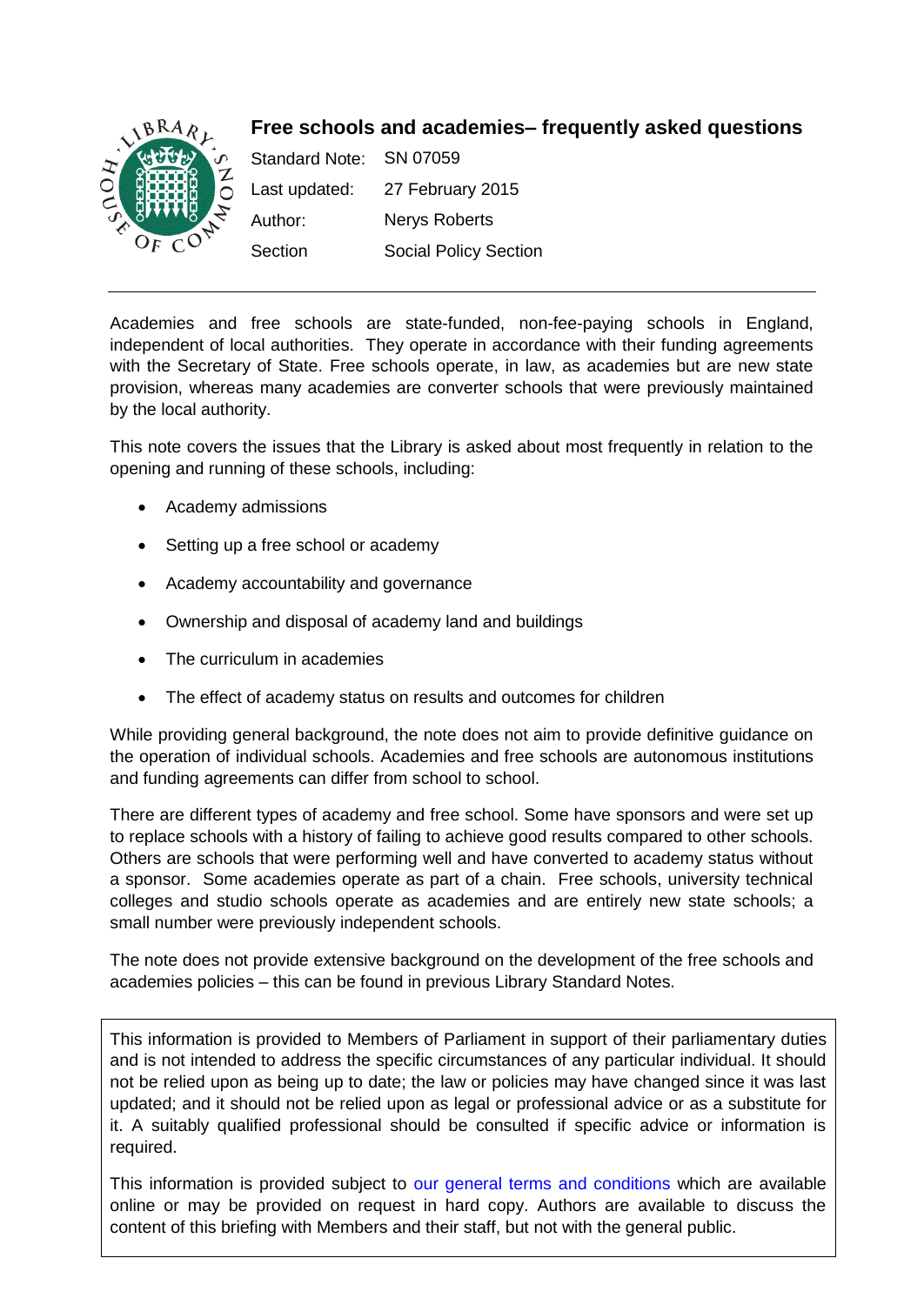# Free schools and academies– frequently asked questions

Standard Note: SN 07059

Last updated: 27 February 2015

Author: Nerys Roberts

Section Social Policy Section

---

Academies and free schools are state-funded, non-fee-paying schools in England, independent of local authorities. They operate in accordance with their funding agreements with the Secretary of State. Free schools operate, in law, as academies but are new state provision, whereas many academies are converter schools that were previously maintained by the local authority.

This note covers the issues that the Library is asked about most frequently in relation to the opening and running of these schools, including:

- Academy admissions
- Setting up a free school or academy
- Academy accountability and governance
- Ownership and disposal of academy land and buildings
- The curriculum in academies
- The effect of academy status on results and outcomes for children

While providing general background, the note does not aim to provide definitive guidance on the operation of individual schools. Academies and free schools are autonomous institutions and funding agreements can differ from school to school.

There are different types of academy and free school. Some have sponsors and were set up to replace schools with a history of failing to achieve good results compared to other schools. Others are schools that were performing well and have converted to academy status without a sponsor. Some academies operate as part of a chain. Free schools, university technical colleges and studio schools operate as academies and are entirely new state schools; a small number were previously independent schools.

The note does not provide extensive background on the development of the free schools and academies policies – this can be found in previous Library Standard Notes.

This information is provided to Members of Parliament in support of their parliamentary duties and is not intended to address the specific circumstances of any particular individual. It should not be relied upon as being up to date; the law or policies may have changed since it was last updated; and it should not be relied upon as legal or professional advice or as a substitute for it. A suitably qualified professional should be consulted if specific advice or information is required.

This information is provided subject to our general terms and conditions which are available online or may be provided on request in hard copy. Authors are available to discuss the content of this briefing with Members and their staff, but not with the general public.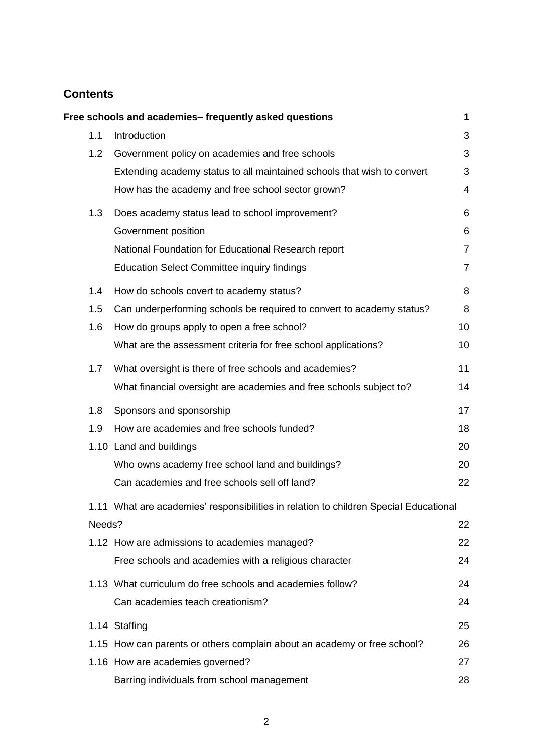## Contents

| | | |
|---|---|---|
| **Free schools and academies– frequently asked questions** | | **1** |
| 1.1 | Introduction | 3 |
| 1.2 | Government policy on academies and free schools | 3 |
| | Extending academy status to all maintained schools that wish to convert | 3 |
| | How has the academy and free school sector grown? | 4 |
| 1.3 | Does academy status lead to school improvement? | 6 |
| | Government position | 6 |
| | National Foundation for Educational Research report | 7 |
| | Education Select Committee inquiry findings | 7 |
| 1.4 | How do schools covert to academy status? | 8 |
| 1.5 | Can underperforming schools be required to convert to academy status? | 8 |
| 1.6 | How do groups apply to open a free school? | 10 |
| | What are the assessment criteria for free school applications? | 10 |
| 1.7 | What oversight is there of free schools and academies? | 11 |
| | What financial oversight are academies and free schools subject to? | 14 |
| 1.8 | Sponsors and sponsorship | 17 |
| 1.9 | How are academies and free schools funded? | 18 |
| 1.10 | Land and buildings | 20 |
| | Who owns academy free school land and buildings? | 20 |
| | Can academies and free schools sell off land? | 22 |
| 1.11 | What are academies' responsibilities in relation to children Special Educational Needs? | 22 |
| 1.12 | How are admissions to academies managed? | 22 |
| | Free schools and academies with a religious character | 24 |
| 1.13 | What curriculum do free schools and academies follow? | 24 |
| | Can academies teach creationism? | 24 |
| 1.14 | Staffing | 25 |
| 1.15 | How can parents or others complain about an academy or free school? | 26 |
| 1.16 | How are academies governed? | 27 |
| | Barring individuals from school management | 28 |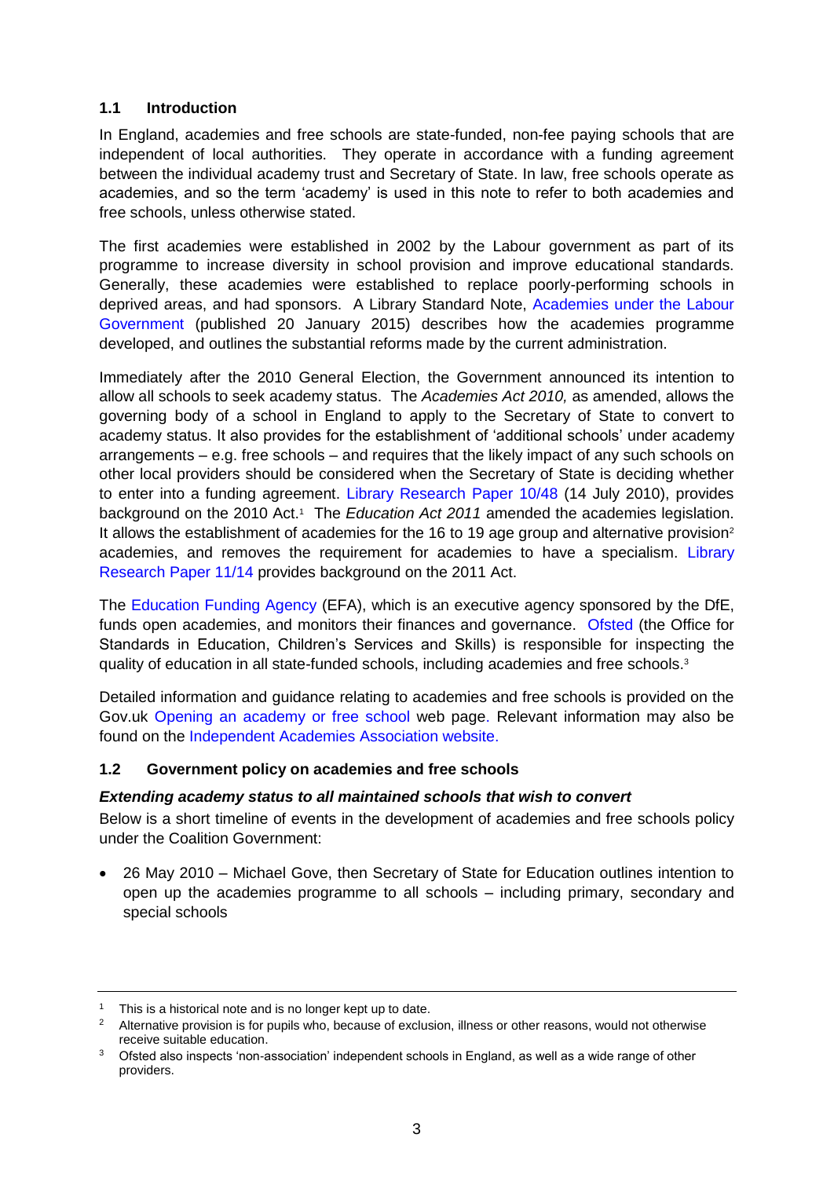## 1.1 Introduction

In England, academies and free schools are state-funded, non-fee paying schools that are independent of local authorities. They operate in accordance with a funding agreement between the individual academy trust and Secretary of State. In law, free schools operate as academies, and so the term 'academy' is used in this note to refer to both academies and free schools, unless otherwise stated.

The first academies were established in 2002 by the Labour government as part of its programme to increase diversity in school provision and improve educational standards. Generally, these academies were established to replace poorly-performing schools in deprived areas, and had sponsors. A Library Standard Note, Academies under the Labour Government (published 20 January 2015) describes how the academies programme developed, and outlines the substantial reforms made by the current administration.

Immediately after the 2010 General Election, the Government announced its intention to allow all schools to seek academy status. The *Academies Act 2010,* as amended, allows the governing body of a school in England to apply to the Secretary of State to convert to academy status. It also provides for the establishment of 'additional schools' under academy arrangements – e.g. free schools – and requires that the likely impact of any such schools on other local providers should be considered when the Secretary of State is deciding whether to enter into a funding agreement. Library Research Paper 10/48 (14 July 2010), provides background on the 2010 Act.[1] The *Education Act 2011* amended the academies legislation. It allows the establishment of academies for the 16 to 19 age group and alternative provision[2] academies, and removes the requirement for academies to have a specialism. Library Research Paper 11/14 provides background on the 2011 Act.

The Education Funding Agency (EFA), which is an executive agency sponsored by the DfE, funds open academies, and monitors their finances and governance. Ofsted (the Office for Standards in Education, Children's Services and Skills) is responsible for inspecting the quality of education in all state-funded schools, including academies and free schools.[3]

Detailed information and guidance relating to academies and free schools is provided on the Gov.uk Opening an academy or free school web page. Relevant information may also be found on the Independent Academies Association website.

## 1.2 Government policy on academies and free schools

***Extending academy status to all maintained schools that wish to convert***

Below is a short timeline of events in the development of academies and free schools policy under the Coalition Government:

- 26 May 2010 – Michael Gove, then Secretary of State for Education outlines intention to open up the academies programme to all schools – including primary, secondary and special schools

---

[1] This is a historical note and is no longer kept up to date.

[2] Alternative provision is for pupils who, because of exclusion, illness or other reasons, would not otherwise receive suitable education.

[3] Ofsted also inspects 'non-association' independent schools in England, as well as a wide range of other providers.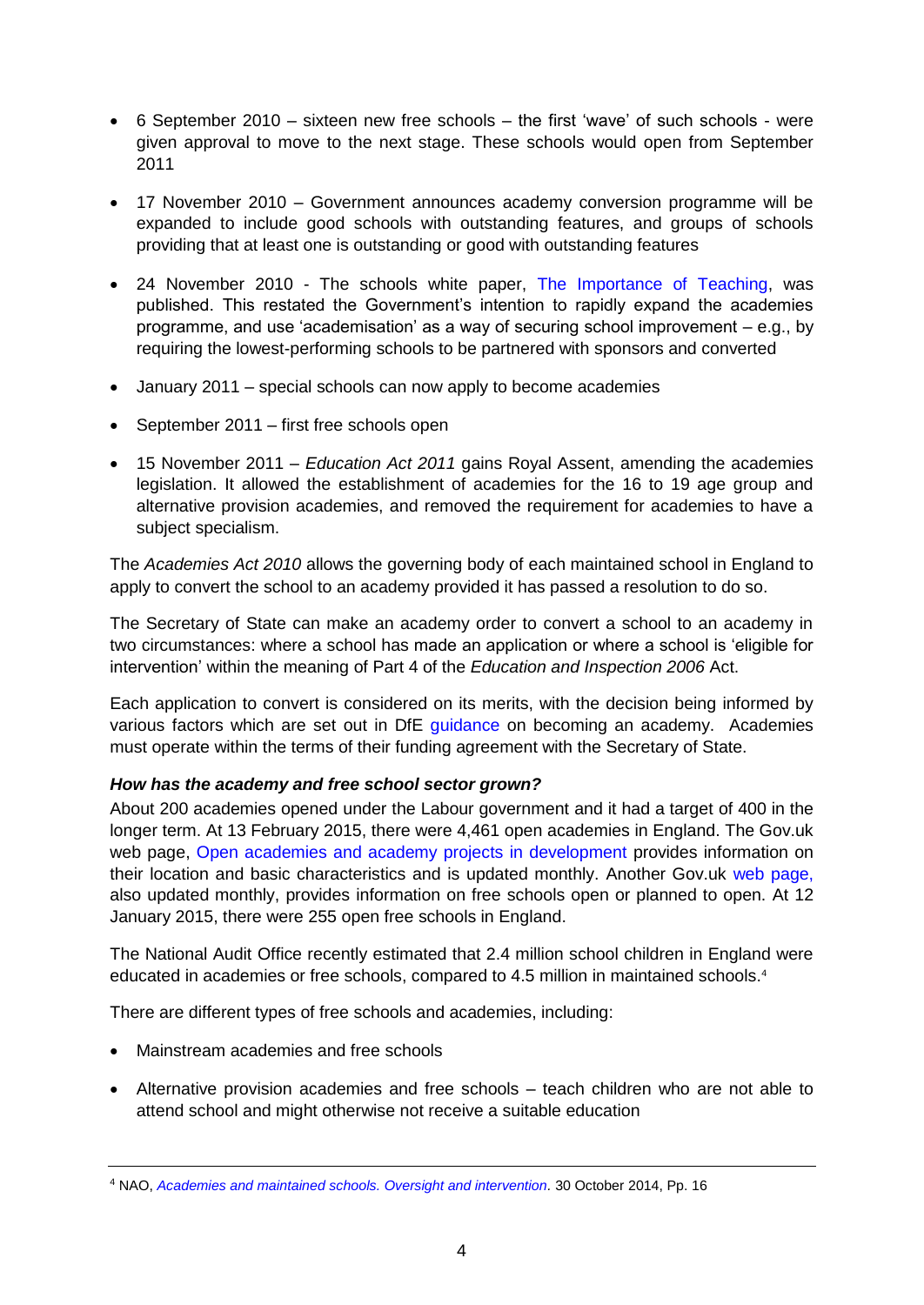- 6 September 2010 – sixteen new free schools – the first 'wave' of such schools - were given approval to move to the next stage. These schools would open from September 2011

- 17 November 2010 – Government announces academy conversion programme will be expanded to include good schools with outstanding features, and groups of schools providing that at least one is outstanding or good with outstanding features

- 24 November 2010 - The schools white paper, The Importance of Teaching, was published. This restated the Government's intention to rapidly expand the academies programme, and use 'academisation' as a way of securing school improvement – e.g., by requiring the lowest-performing schools to be partnered with sponsors and converted

- January 2011 – special schools can now apply to become academies

- September 2011 – first free schools open

- 15 November 2011 – *Education Act 2011* gains Royal Assent, amending the academies legislation. It allowed the establishment of academies for the 16 to 19 age group and alternative provision academies, and removed the requirement for academies to have a subject specialism.

The *Academies Act 2010* allows the governing body of each maintained school in England to apply to convert the school to an academy provided it has passed a resolution to do so.

The Secretary of State can make an academy order to convert a school to an academy in two circumstances: where a school has made an application or where a school is 'eligible for intervention' within the meaning of Part 4 of the *Education and Inspection 2006* Act.

Each application to convert is considered on its merits, with the decision being informed by various factors which are set out in DfE guidance on becoming an academy. Academies must operate within the terms of their funding agreement with the Secretary of State.

***How has the academy and free school sector grown?***

About 200 academies opened under the Labour government and it had a target of 400 in the longer term. At 13 February 2015, there were 4,461 open academies in England. The Gov.uk web page, Open academies and academy projects in development provides information on their location and basic characteristics and is updated monthly. Another Gov.uk web page, also updated monthly, provides information on free schools open or planned to open. At 12 January 2015, there were 255 open free schools in England.

The National Audit Office recently estimated that 2.4 million school children in England were educated in academies or free schools, compared to 4.5 million in maintained schools.[4]

There are different types of free schools and academies, including:

- Mainstream academies and free schools

- Alternative provision academies and free schools – teach children who are not able to attend school and might otherwise not receive a suitable education

---

[4] NAO, *Academies and maintained schools. Oversight and intervention*. 30 October 2014, Pp. 16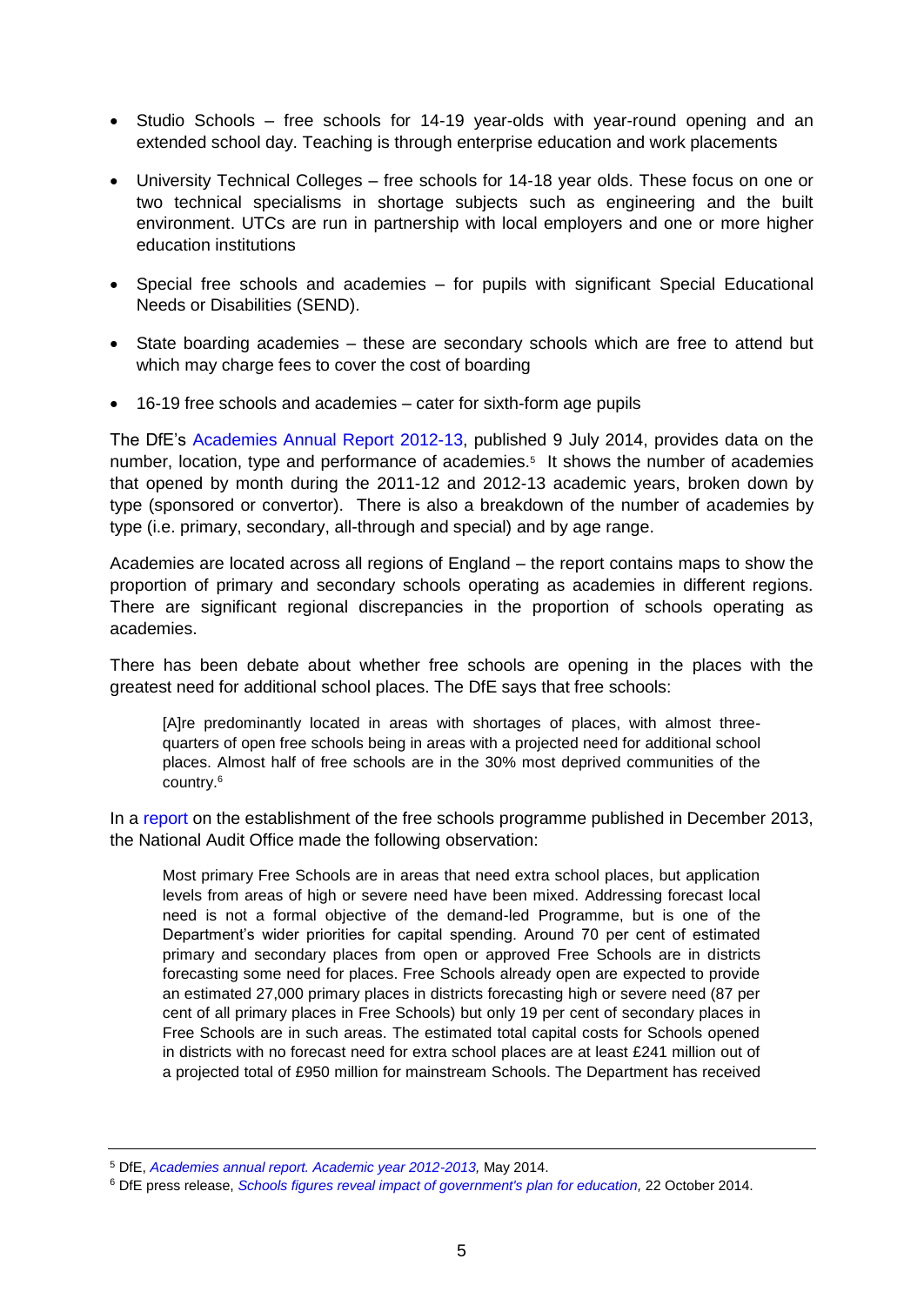- Studio Schools – free schools for 14-19 year-olds with year-round opening and an extended school day. Teaching is through enterprise education and work placements
- University Technical Colleges – free schools for 14-18 year olds. These focus on one or two technical specialisms in shortage subjects such as engineering and the built environment. UTCs are run in partnership with local employers and one or more higher education institutions
- Special free schools and academies – for pupils with significant Special Educational Needs or Disabilities (SEND).
- State boarding academies – these are secondary schools which are free to attend but which may charge fees to cover the cost of boarding
- 16-19 free schools and academies – cater for sixth-form age pupils

The DfE's Academies Annual Report 2012-13, published 9 July 2014, provides data on the number, location, type and performance of academies.[5] It shows the number of academies that opened by month during the 2011-12 and 2012-13 academic years, broken down by type (sponsored or convertor). There is also a breakdown of the number of academies by type (i.e. primary, secondary, all-through and special) and by age range.

Academies are located across all regions of England – the report contains maps to show the proportion of primary and secondary schools operating as academies in different regions. There are significant regional discrepancies in the proportion of schools operating as academies.

There has been debate about whether free schools are opening in the places with the greatest need for additional school places. The DfE says that free schools:

> [A]re predominantly located in areas with shortages of places, with almost three-quarters of open free schools being in areas with a projected need for additional school places. Almost half of free schools are in the 30% most deprived communities of the country.[6]

In a report on the establishment of the free schools programme published in December 2013, the National Audit Office made the following observation:

> Most primary Free Schools are in areas that need extra school places, but application levels from areas of high or severe need have been mixed. Addressing forecast local need is not a formal objective of the demand-led Programme, but is one of the Department's wider priorities for capital spending. Around 70 per cent of estimated primary and secondary places from open or approved Free Schools are in districts forecasting some need for places. Free Schools already open are expected to provide an estimated 27,000 primary places in districts forecasting high or severe need (87 per cent of all primary places in Free Schools) but only 19 per cent of secondary places in Free Schools are in such areas. The estimated total capital costs for Schools opened in districts with no forecast need for extra school places are at least £241 million out of a projected total of £950 million for mainstream Schools. The Department has received

---

[5] DfE, *Academies annual report. Academic year 2012-2013,* May 2014.

[6] DfE press release, *Schools figures reveal impact of government's plan for education,* 22 October 2014.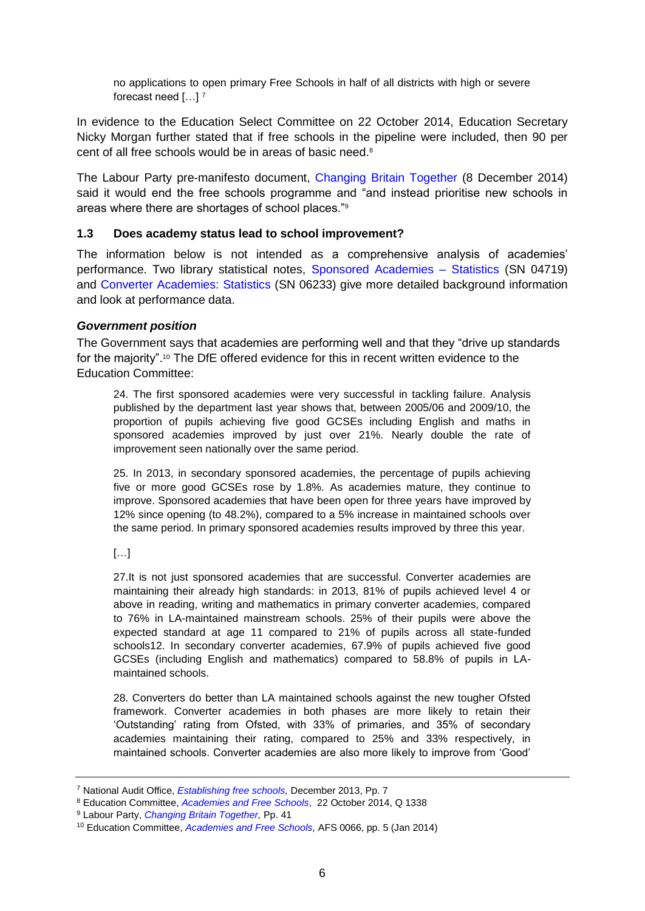> no applications to open primary Free Schools in half of all districts with high or severe forecast need […] [7]

In evidence to the Education Select Committee on 22 October 2014, Education Secretary Nicky Morgan further stated that if free schools in the pipeline were included, then 90 per cent of all free schools would be in areas of basic need.[8]

The Labour Party pre-manifesto document, Changing Britain Together (8 December 2014) said it would end the free schools programme and "and instead prioritise new schools in areas where there are shortages of school places."[9]

### 1.3 Does academy status lead to school improvement?

The information below is not intended as a comprehensive analysis of academies' performance. Two library statistical notes, Sponsored Academies – Statistics (SN 04719) and Converter Academies: Statistics (SN 06233) give more detailed background information and look at performance data.

#### *Government position*

The Government says that academies are performing well and that they "drive up standards for the majority".[10] The DfE offered evidence for this in recent written evidence to the Education Committee:

> 24. The first sponsored academies were very successful in tackling failure. Analysis published by the department last year shows that, between 2005/06 and 2009/10, the proportion of pupils achieving five good GCSEs including English and maths in sponsored academies improved by just over 21%. Nearly double the rate of improvement seen nationally over the same period.
>
> 25. In 2013, in secondary sponsored academies, the percentage of pupils achieving five or more good GCSEs rose by 1.8%. As academies mature, they continue to improve. Sponsored academies that have been open for three years have improved by 12% since opening (to 48.2%), compared to a 5% increase in maintained schools over the same period. In primary sponsored academies results improved by three this year.
>
> […]
>
> 27.It is not just sponsored academies that are successful. Converter academies are maintaining their already high standards: in 2013, 81% of pupils achieved level 4 or above in reading, writing and mathematics in primary converter academies, compared to 76% in LA-maintained mainstream schools. 25% of their pupils were above the expected standard at age 11 compared to 21% of pupils across all state-funded schools12. In secondary converter academies, 67.9% of pupils achieved five good GCSEs (including English and mathematics) compared to 58.8% of pupils in LA-maintained schools.
>
> 28. Converters do better than LA maintained schools against the new tougher Ofsted framework. Converter academies in both phases are more likely to retain their 'Outstanding' rating from Ofsted, with 33% of primaries, and 35% of secondary academies maintaining their rating, compared to 25% and 33% respectively, in maintained schools. Converter academies are also more likely to improve from 'Good'

---

[7] National Audit Office, *Establishing free schools,* December 2013, Pp. 7

[8] Education Committee, *Academies and Free Schools*, 22 October 2014, Q 1338

[9] Labour Party, *Changing Britain Together,* Pp. 41

[10] Education Committee, *Academies and Free Schools,* AFS 0066, pp. 5 (Jan 2014)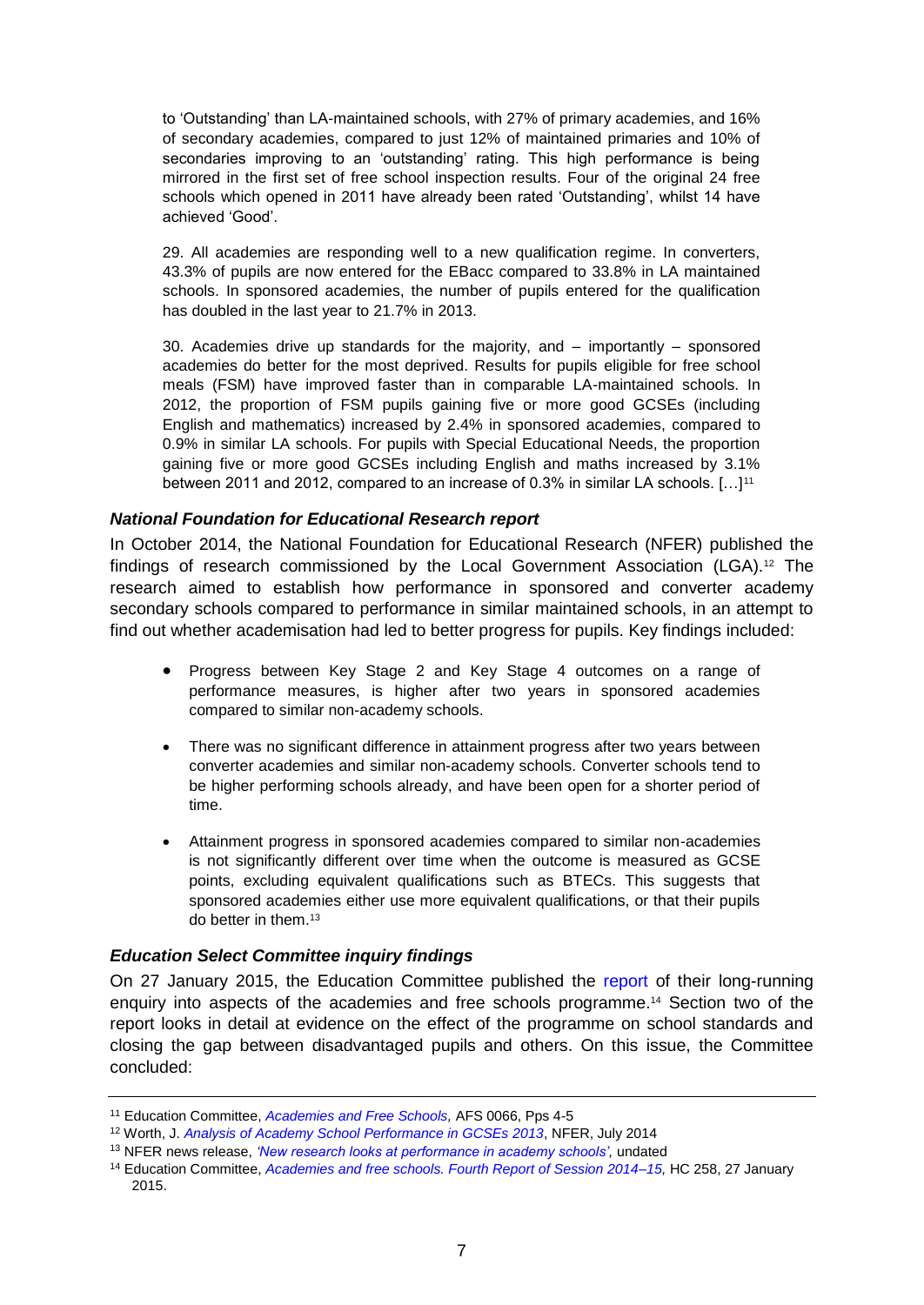> to 'Outstanding' than LA-maintained schools, with 27% of primary academies, and 16% of secondary academies, compared to just 12% of maintained primaries and 10% of secondaries improving to an 'outstanding' rating. This high performance is being mirrored in the first set of free school inspection results. Four of the original 24 free schools which opened in 2011 have already been rated 'Outstanding', whilst 14 have achieved 'Good'.
>
> 29. All academies are responding well to a new qualification regime. In converters, 43.3% of pupils are now entered for the EBacc compared to 33.8% in LA maintained schools. In sponsored academies, the number of pupils entered for the qualification has doubled in the last year to 21.7% in 2013.
>
> 30. Academies drive up standards for the majority, and – importantly – sponsored academies do better for the most deprived. Results for pupils eligible for free school meals (FSM) have improved faster than in comparable LA-maintained schools. In 2012, the proportion of FSM pupils gaining five or more good GCSEs (including English and mathematics) increased by 2.4% in sponsored academies, compared to 0.9% in similar LA schools. For pupils with Special Educational Needs, the proportion gaining five or more good GCSEs including English and maths increased by 3.1% between 2011 and 2012, compared to an increase of 0.3% in similar LA schools. […][11]

### *National Foundation for Educational Research report*

In October 2014, the National Foundation for Educational Research (NFER) published the findings of research commissioned by the Local Government Association (LGA).[12] The research aimed to establish how performance in sponsored and converter academy secondary schools compared to performance in similar maintained schools, in an attempt to find out whether academisation had led to better progress for pupils. Key findings included:

- Progress between Key Stage 2 and Key Stage 4 outcomes on a range of performance measures, is higher after two years in sponsored academies compared to similar non-academy schools.
- There was no significant difference in attainment progress after two years between converter academies and similar non-academy schools. Converter schools tend to be higher performing schools already, and have been open for a shorter period of time.
- Attainment progress in sponsored academies compared to similar non-academies is not significantly different over time when the outcome is measured as GCSE points, excluding equivalent qualifications such as BTECs. This suggests that sponsored academies either use more equivalent qualifications, or that their pupils do better in them.[13]

### *Education Select Committee inquiry findings*

On 27 January 2015, the Education Committee published the report of their long-running enquiry into aspects of the academies and free schools programme.[14] Section two of the report looks in detail at evidence on the effect of the programme on school standards and closing the gap between disadvantaged pupils and others. On this issue, the Committee concluded:

---

[11] Education Committee, *Academies and Free Schools,* AFS 0066, Pps 4-5

[12] Worth, J. *Analysis of Academy School Performance in GCSEs 2013*, NFER, July 2014

[13] NFER news release, *'New research looks at performance in academy schools',* undated

[14] Education Committee, *Academies and free schools. Fourth Report of Session 2014–15,* HC 258, 27 January 2015.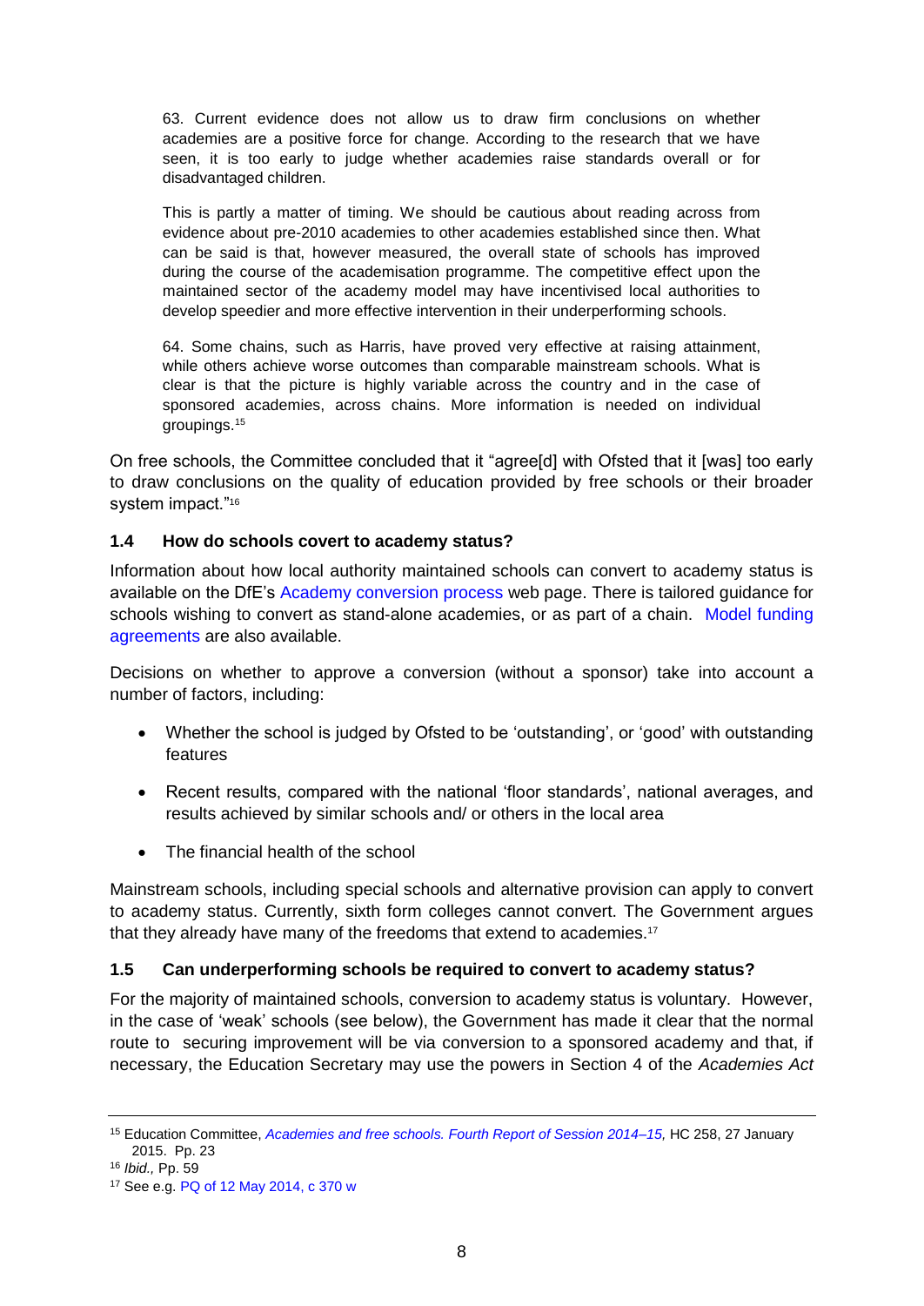> 63. Current evidence does not allow us to draw firm conclusions on whether academies are a positive force for change. According to the research that we have seen, it is too early to judge whether academies raise standards overall or for disadvantaged children.
>
> This is partly a matter of timing. We should be cautious about reading across from evidence about pre-2010 academies to other academies established since then. What can be said is that, however measured, the overall state of schools has improved during the course of the academisation programme. The competitive effect upon the maintained sector of the academy model may have incentivised local authorities to develop speedier and more effective intervention in their underperforming schools.
>
> 64. Some chains, such as Harris, have proved very effective at raising attainment, while others achieve worse outcomes than comparable mainstream schools. What is clear is that the picture is highly variable across the country and in the case of sponsored academies, across chains. More information is needed on individual groupings.[15]

On free schools, the Committee concluded that it "agree[d] with Ofsted that it [was] too early to draw conclusions on the quality of education provided by free schools or their broader system impact."[16]

### 1.4 How do schools covert to academy status?

Information about how local authority maintained schools can convert to academy status is available on the DfE's Academy conversion process web page. There is tailored guidance for schools wishing to convert as stand-alone academies, or as part of a chain. Model funding agreements are also available.

Decisions on whether to approve a conversion (without a sponsor) take into account a number of factors, including:

- Whether the school is judged by Ofsted to be 'outstanding', or 'good' with outstanding features
- Recent results, compared with the national 'floor standards', national averages, and results achieved by similar schools and/ or others in the local area
- The financial health of the school

Mainstream schools, including special schools and alternative provision can apply to convert to academy status. Currently, sixth form colleges cannot convert. The Government argues that they already have many of the freedoms that extend to academies.[17]

### 1.5 Can underperforming schools be required to convert to academy status?

For the majority of maintained schools, conversion to academy status is voluntary. However, in the case of 'weak' schools (see below), the Government has made it clear that the normal route to securing improvement will be via conversion to a sponsored academy and that, if necessary, the Education Secretary may use the powers in Section 4 of the *Academies Act*

---

[15] Education Committee, *Academies and free schools. Fourth Report of Session 2014–15,* HC 258, 27 January 2015. Pp. 23

[16] *Ibid.,* Pp. 59

[17] See e.g. PQ of 12 May 2014, c 370 w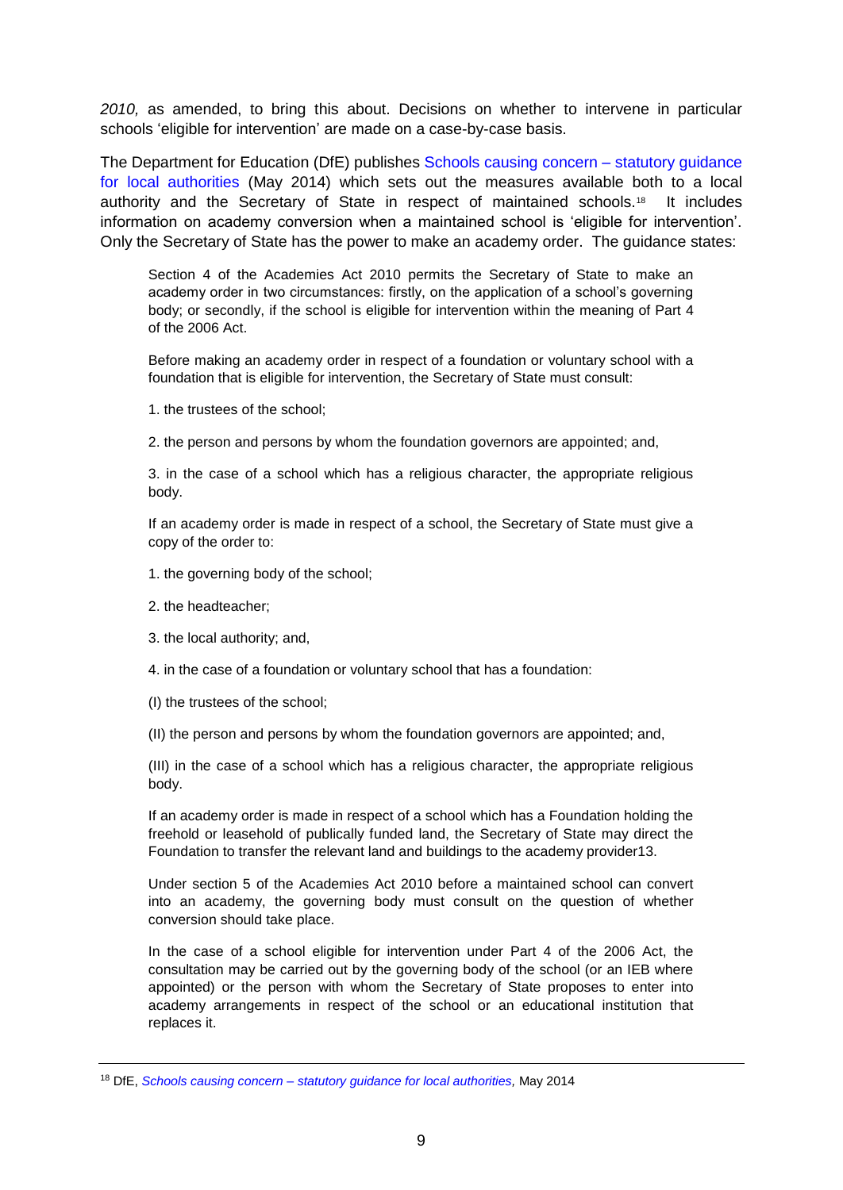*2010,* as amended, to bring this about. Decisions on whether to intervene in particular schools 'eligible for intervention' are made on a case-by-case basis.

The Department for Education (DfE) publishes Schools causing concern – statutory guidance for local authorities (May 2014) which sets out the measures available both to a local authority and the Secretary of State in respect of maintained schools.[18] It includes information on academy conversion when a maintained school is 'eligible for intervention'. Only the Secretary of State has the power to make an academy order. The guidance states:

> Section 4 of the Academies Act 2010 permits the Secretary of State to make an academy order in two circumstances: firstly, on the application of a school's governing body; or secondly, if the school is eligible for intervention within the meaning of Part 4 of the 2006 Act.
>
> Before making an academy order in respect of a foundation or voluntary school with a foundation that is eligible for intervention, the Secretary of State must consult:
>
> 1. the trustees of the school;
>
> 2. the person and persons by whom the foundation governors are appointed; and,
>
> 3. in the case of a school which has a religious character, the appropriate religious body.
>
> If an academy order is made in respect of a school, the Secretary of State must give a copy of the order to:
>
> 1. the governing body of the school;
>
> 2. the headteacher;
>
> 3. the local authority; and,
>
> 4. in the case of a foundation or voluntary school that has a foundation:
>
> (I) the trustees of the school;
>
> (II) the person and persons by whom the foundation governors are appointed; and,
>
> (III) in the case of a school which has a religious character, the appropriate religious body.
>
> If an academy order is made in respect of a school which has a Foundation holding the freehold or leasehold of publically funded land, the Secretary of State may direct the Foundation to transfer the relevant land and buildings to the academy provider13.
>
> Under section 5 of the Academies Act 2010 before a maintained school can convert into an academy, the governing body must consult on the question of whether conversion should take place.
>
> In the case of a school eligible for intervention under Part 4 of the 2006 Act, the consultation may be carried out by the governing body of the school (or an IEB where appointed) or the person with whom the Secretary of State proposes to enter into academy arrangements in respect of the school or an educational institution that replaces it.

---

[18] DfE, *Schools causing concern – statutory guidance for local authorities,* May 2014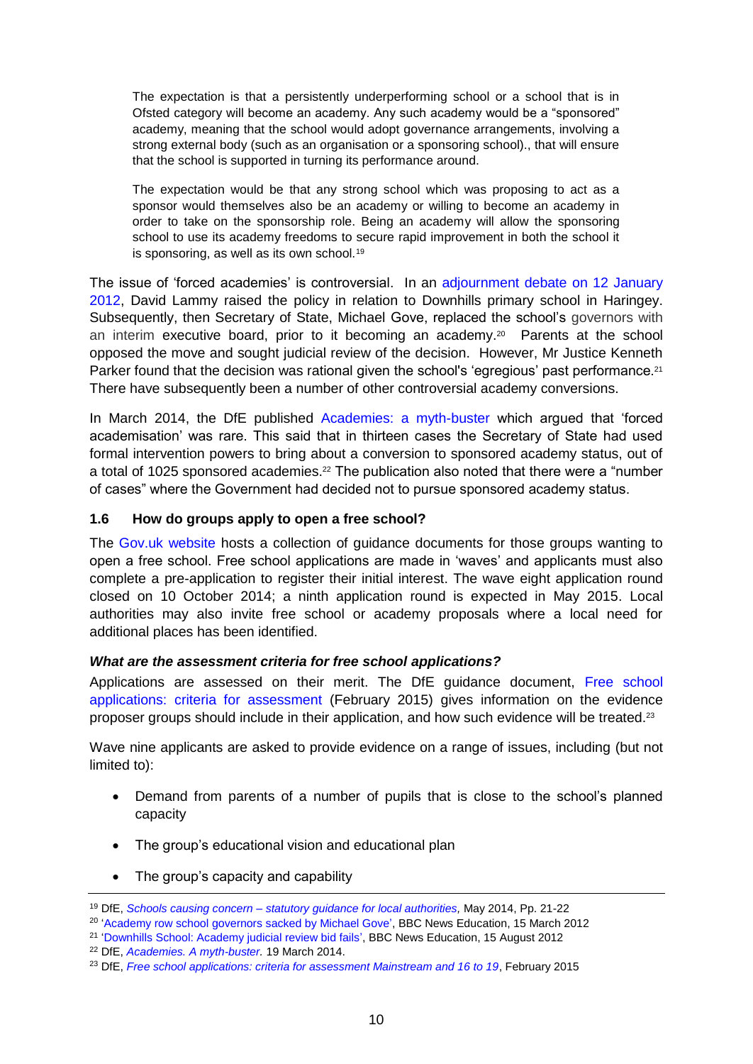> The expectation is that a persistently underperforming school or a school that is in Ofsted category will become an academy. Any such academy would be a "sponsored" academy, meaning that the school would adopt governance arrangements, involving a strong external body (such as an organisation or a sponsoring school)., that will ensure that the school is supported in turning its performance around.
>
> The expectation would be that any strong school which was proposing to act as a sponsor would themselves also be an academy or willing to become an academy in order to take on the sponsorship role. Being an academy will allow the sponsoring school to use its academy freedoms to secure rapid improvement in both the school it is sponsoring, as well as its own school.[19]

The issue of 'forced academies' is controversial. In an adjournment debate on 12 January 2012, David Lammy raised the policy in relation to Downhills primary school in Haringey. Subsequently, then Secretary of State, Michael Gove, replaced the school's governors with an interim executive board, prior to it becoming an academy.[20] Parents at the school opposed the move and sought judicial review of the decision. However, Mr Justice Kenneth Parker found that the decision was rational given the school's 'egregious' past performance.[21] There have subsequently been a number of other controversial academy conversions.

In March 2014, the DfE published Academies: a myth-buster which argued that 'forced academisation' was rare. This said that in thirteen cases the Secretary of State had used formal intervention powers to bring about a conversion to sponsored academy status, out of a total of 1025 sponsored academies.[22] The publication also noted that there were a "number of cases" where the Government had decided not to pursue sponsored academy status.

### 1.6 How do groups apply to open a free school?

The Gov.uk website hosts a collection of guidance documents for those groups wanting to open a free school. Free school applications are made in 'waves' and applicants must also complete a pre-application to register their initial interest. The wave eight application round closed on 10 October 2014; a ninth application round is expected in May 2015. Local authorities may also invite free school or academy proposals where a local need for additional places has been identified.

#### *What are the assessment criteria for free school applications?*

Applications are assessed on their merit. The DfE guidance document, Free school applications: criteria for assessment (February 2015) gives information on the evidence proposer groups should include in their application, and how such evidence will be treated.[23]

Wave nine applicants are asked to provide evidence on a range of issues, including (but not limited to):

- Demand from parents of a number of pupils that is close to the school's planned capacity
- The group's educational vision and educational plan
- The group's capacity and capability

---

[19] DfE, *Schools causing concern – statutory guidance for local authorities,* May 2014, Pp. 21-22

[20] 'Academy row school governors sacked by Michael Gove', BBC News Education, 15 March 2012

[21] 'Downhills School: Academy judicial review bid fails', BBC News Education, 15 August 2012

[22] DfE, *Academies. A myth-buster.* 19 March 2014.

[23] DfE, *Free school applications: criteria for assessment Mainstream and 16 to 19*, February 2015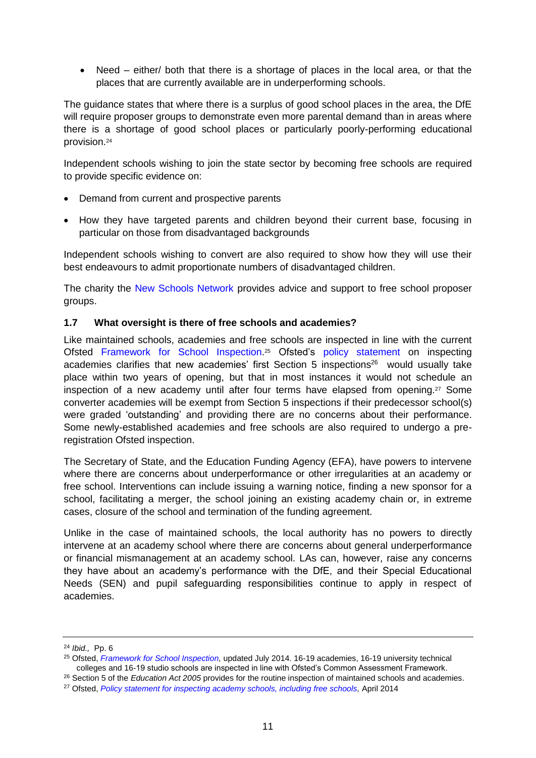- Need – either/ both that there is a shortage of places in the local area, or that the places that are currently available are in underperforming schools.

The guidance states that where there is a surplus of good school places in the area, the DfE will require proposer groups to demonstrate even more parental demand than in areas where there is a shortage of good school places or particularly poorly-performing educational provision.[24]

Independent schools wishing to join the state sector by becoming free schools are required to provide specific evidence on:

- Demand from current and prospective parents
- How they have targeted parents and children beyond their current base, focusing in particular on those from disadvantaged backgrounds

Independent schools wishing to convert are also required to show how they will use their best endeavours to admit proportionate numbers of disadvantaged children.

The charity the New Schools Network provides advice and support to free school proposer groups.

### 1.7 What oversight is there of free schools and academies?

Like maintained schools, academies and free schools are inspected in line with the current Ofsted Framework for School Inspection.[25] Ofsted's policy statement on inspecting academies clarifies that new academies' first Section 5 inspections[26] would usually take place within two years of opening, but that in most instances it would not schedule an inspection of a new academy until after four terms have elapsed from opening.[27] Some converter academies will be exempt from Section 5 inspections if their predecessor school(s) were graded 'outstanding' and providing there are no concerns about their performance. Some newly-established academies and free schools are also required to undergo a pre-registration Ofsted inspection.

The Secretary of State, and the Education Funding Agency (EFA), have powers to intervene where there are concerns about underperformance or other irregularities at an academy or free school. Interventions can include issuing a warning notice, finding a new sponsor for a school, facilitating a merger, the school joining an existing academy chain or, in extreme cases, closure of the school and termination of the funding agreement.

Unlike in the case of maintained schools, the local authority has no powers to directly intervene at an academy school where there are concerns about general underperformance or financial mismanagement at an academy school. LAs can, however, raise any concerns they have about an academy's performance with the DfE, and their Special Educational Needs (SEN) and pupil safeguarding responsibilities continue to apply in respect of academies.

---

[24] *Ibid.,* Pp. 6

[25] Ofsted, *Framework for School Inspection,* updated July 2014. 16-19 academies, 16-19 university technical colleges and 16-19 studio schools are inspected in line with Ofsted's Common Assessment Framework.

[26] Section 5 of the *Education Act 2005* provides for the routine inspection of maintained schools and academies.

[27] Ofsted, *Policy statement for inspecting academy schools, including free schools,* April 2014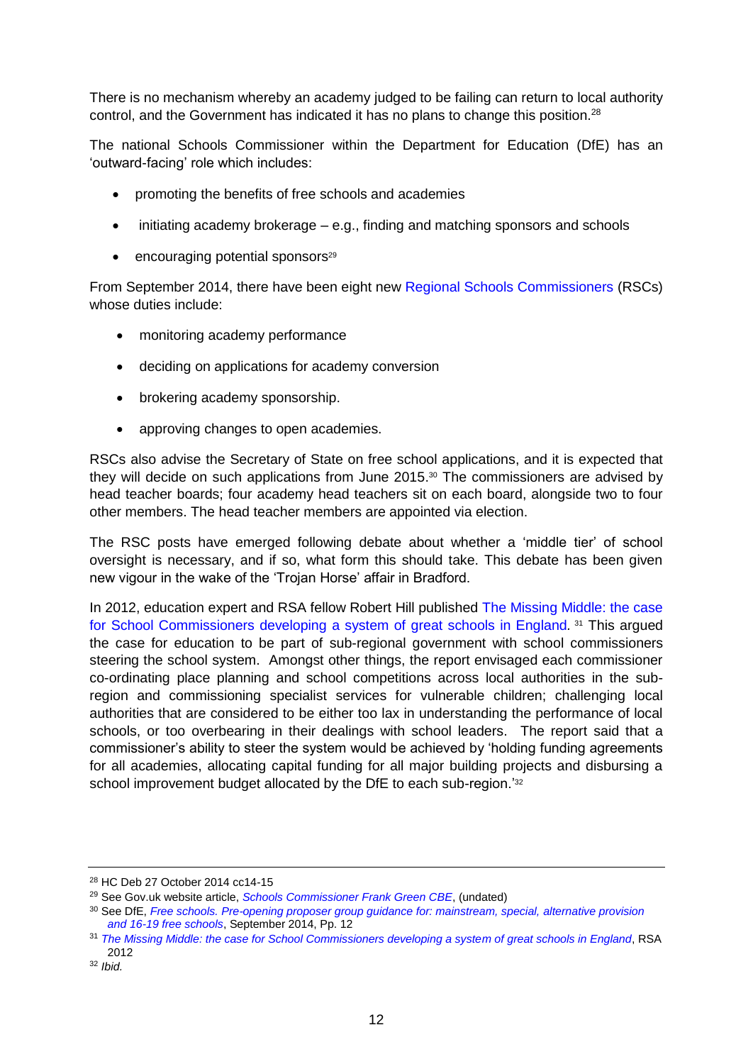There is no mechanism whereby an academy judged to be failing can return to local authority control, and the Government has indicated it has no plans to change this position.[28]

The national Schools Commissioner within the Department for Education (DfE) has an 'outward-facing' role which includes:

- promoting the benefits of free schools and academies
- initiating academy brokerage – e.g., finding and matching sponsors and schools
- encouraging potential sponsors[29]

From September 2014, there have been eight new Regional Schools Commissioners (RSCs) whose duties include:

- monitoring academy performance
- deciding on applications for academy conversion
- brokering academy sponsorship.
- approving changes to open academies.

RSCs also advise the Secretary of State on free school applications, and it is expected that they will decide on such applications from June 2015.[30] The commissioners are advised by head teacher boards; four academy head teachers sit on each board, alongside two to four other members. The head teacher members are appointed via election.

The RSC posts have emerged following debate about whether a 'middle tier' of school oversight is necessary, and if so, what form this should take. This debate has been given new vigour in the wake of the 'Trojan Horse' affair in Bradford.

In 2012, education expert and RSA fellow Robert Hill published The Missing Middle: the case for School Commissioners developing a system of great schools in England. [31] This argued the case for education to be part of sub-regional government with school commissioners steering the school system. Amongst other things, the report envisaged each commissioner co-ordinating place planning and school competitions across local authorities in the sub-region and commissioning specialist services for vulnerable children; challenging local authorities that are considered to be either too lax in understanding the performance of local schools, or too overbearing in their dealings with school leaders. The report said that a commissioner's ability to steer the system would be achieved by 'holding funding agreements for all academies, allocating capital funding for all major building projects and disbursing a school improvement budget allocated by the DfE to each sub-region.'[32]

---

[28] HC Deb 27 October 2014 cc14-15

[29] See Gov.uk website article, *Schools Commissioner Frank Green CBE*, (undated)

[30] See DfE, *Free schools. Pre-opening proposer group guidance for: mainstream, special, alternative provision and 16-19 free schools*, September 2014, Pp. 12

[31] *The Missing Middle: the case for School Commissioners developing a system of great schools in England*, RSA 2012

[32] *Ibid.*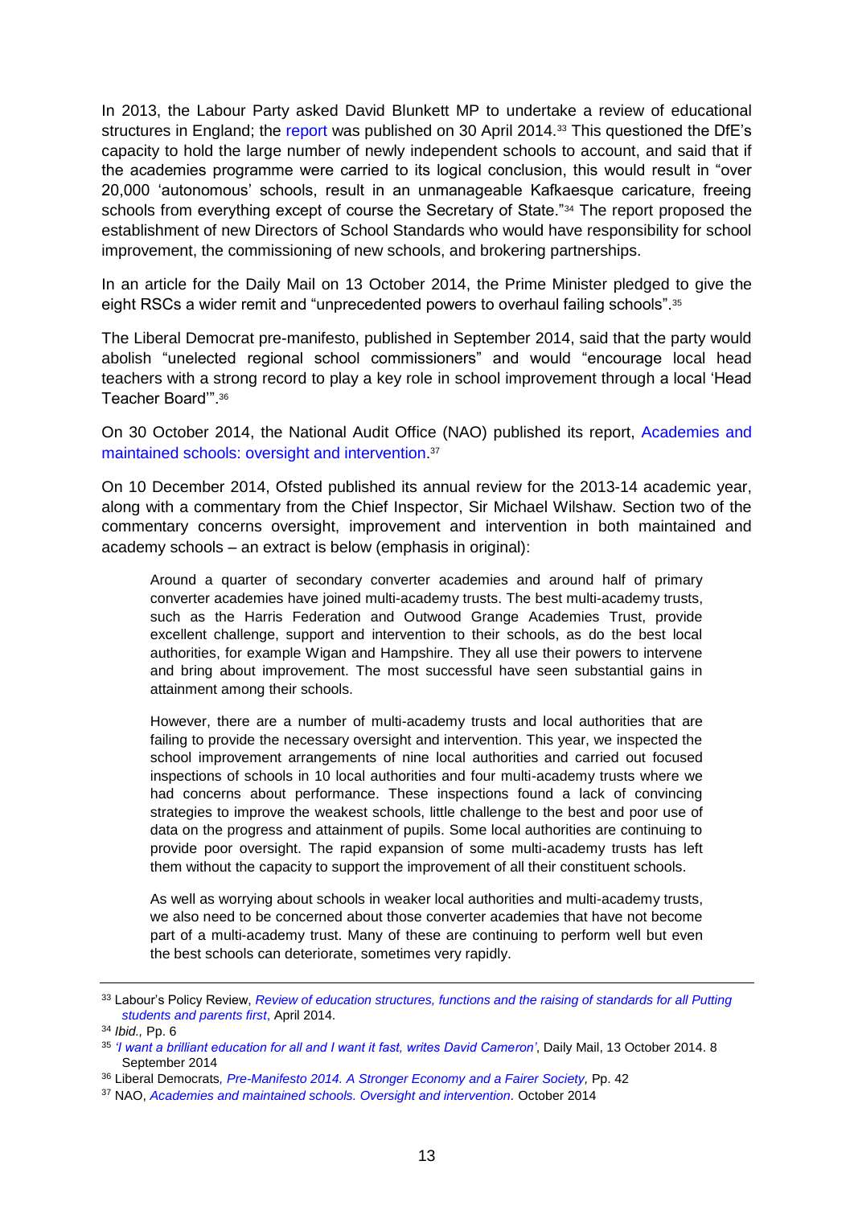In 2013, the Labour Party asked David Blunkett MP to undertake a review of educational structures in England; the report was published on 30 April 2014.[33] This questioned the DfE's capacity to hold the large number of newly independent schools to account, and said that if the academies programme were carried to its logical conclusion, this would result in "over 20,000 'autonomous' schools, result in an unmanageable Kafkaesque caricature, freeing schools from everything except of course the Secretary of State."[34] The report proposed the establishment of new Directors of School Standards who would have responsibility for school improvement, the commissioning of new schools, and brokering partnerships.

In an article for the Daily Mail on 13 October 2014, the Prime Minister pledged to give the eight RSCs a wider remit and "unprecedented powers to overhaul failing schools".[35]

The Liberal Democrat pre-manifesto, published in September 2014, said that the party would abolish "unelected regional school commissioners" and would "encourage local head teachers with a strong record to play a key role in school improvement through a local 'Head Teacher Board'".[36]

On 30 October 2014, the National Audit Office (NAO) published its report, Academies and maintained schools: oversight and intervention.[37]

On 10 December 2014, Ofsted published its annual review for the 2013-14 academic year, along with a commentary from the Chief Inspector, Sir Michael Wilshaw. Section two of the commentary concerns oversight, improvement and intervention in both maintained and academy schools – an extract is below (emphasis in original):

> Around a quarter of secondary converter academies and around half of primary converter academies have joined multi-academy trusts. The best multi-academy trusts, such as the Harris Federation and Outwood Grange Academies Trust, provide excellent challenge, support and intervention to their schools, as do the best local authorities, for example Wigan and Hampshire. They all use their powers to intervene and bring about improvement. The most successful have seen substantial gains in attainment among their schools.
>
> However, there are a number of multi-academy trusts and local authorities that are failing to provide the necessary oversight and intervention. This year, we inspected the school improvement arrangements of nine local authorities and carried out focused inspections of schools in 10 local authorities and four multi-academy trusts where we had concerns about performance. These inspections found a lack of convincing strategies to improve the weakest schools, little challenge to the best and poor use of data on the progress and attainment of pupils. Some local authorities are continuing to provide poor oversight. The rapid expansion of some multi-academy trusts has left them without the capacity to support the improvement of all their constituent schools.
>
> As well as worrying about schools in weaker local authorities and multi-academy trusts, we also need to be concerned about those converter academies that have not become part of a multi-academy trust. Many of these are continuing to perform well but even the best schools can deteriorate, sometimes very rapidly.

---

[33] Labour's Policy Review, *Review of education structures, functions and the raising of standards for all Putting students and parents first*, April 2014.

[34] *Ibid.,* Pp. 6

[35] *'I want a brilliant education for all and I want it fast, writes David Cameron'*, Daily Mail, 13 October 2014. 8 September 2014

[36] Liberal Democrats*, Pre-Manifesto 2014. A Stronger Economy and a Fairer Society,* Pp. 42

[37] NAO, *Academies and maintained schools. Oversight and intervention.* October 2014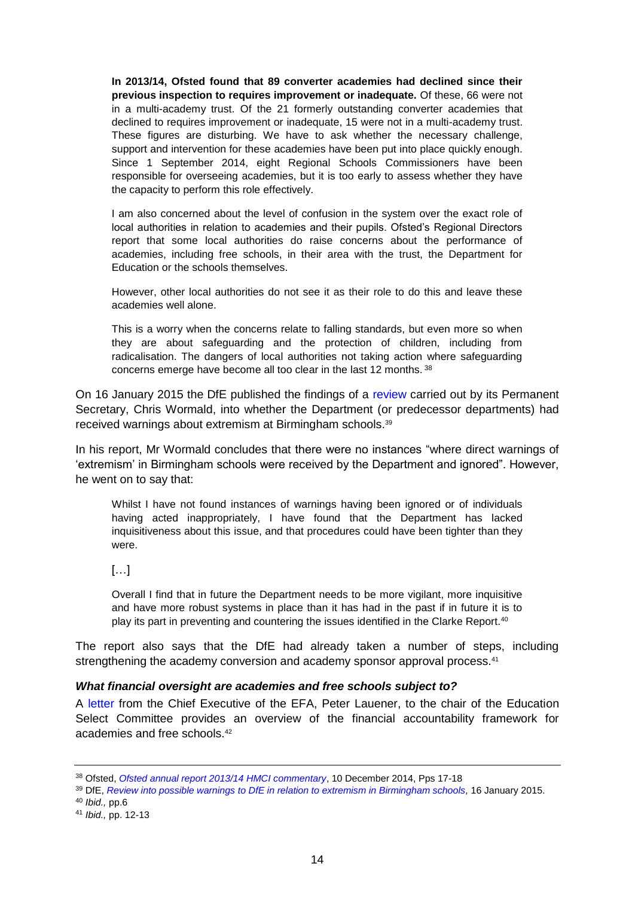> **In 2013/14, Ofsted found that 89 converter academies had declined since their previous inspection to requires improvement or inadequate.** Of these, 66 were not in a multi-academy trust. Of the 21 formerly outstanding converter academies that declined to requires improvement or inadequate, 15 were not in a multi-academy trust. These figures are disturbing. We have to ask whether the necessary challenge, support and intervention for these academies have been put into place quickly enough. Since 1 September 2014, eight Regional Schools Commissioners have been responsible for overseeing academies, but it is too early to assess whether they have the capacity to perform this role effectively.
>
> I am also concerned about the level of confusion in the system over the exact role of local authorities in relation to academies and their pupils. Ofsted's Regional Directors report that some local authorities do raise concerns about the performance of academies, including free schools, in their area with the trust, the Department for Education or the schools themselves.
>
> However, other local authorities do not see it as their role to do this and leave these academies well alone.
>
> This is a worry when the concerns relate to falling standards, but even more so when they are about safeguarding and the protection of children, including from radicalisation. The dangers of local authorities not taking action where safeguarding concerns emerge have become all too clear in the last 12 months. [38]

On 16 January 2015 the DfE published the findings of a review carried out by its Permanent Secretary, Chris Wormald, into whether the Department (or predecessor departments) had received warnings about extremism at Birmingham schools.[39]

In his report, Mr Wormald concludes that there were no instances "where direct warnings of 'extremism' in Birmingham schools were received by the Department and ignored". However, he went on to say that:

> Whilst I have not found instances of warnings having been ignored or of individuals having acted inappropriately, I have found that the Department has lacked inquisitiveness about this issue, and that procedures could have been tighter than they were.
>
> […]
>
> Overall I find that in future the Department needs to be more vigilant, more inquisitive and have more robust systems in place than it has had in the past if in future it is to play its part in preventing and countering the issues identified in the Clarke Report.[40]

The report also says that the DfE had already taken a number of steps, including strengthening the academy conversion and academy sponsor approval process.[41]

### *What financial oversight are academies and free schools subject to?*

A letter from the Chief Executive of the EFA, Peter Lauener, to the chair of the Education Select Committee provides an overview of the financial accountability framework for academies and free schools.[42]

---

[38] Ofsted, *Ofsted annual report 2013/14 HMCI commentary*, 10 December 2014, Pps 17-18

[39] DfE, *Review into possible warnings to DfE in relation to extremism in Birmingham schools,* 16 January 2015.

[40] *Ibid.,* pp.6

[41] *Ibid.,* pp. 12-13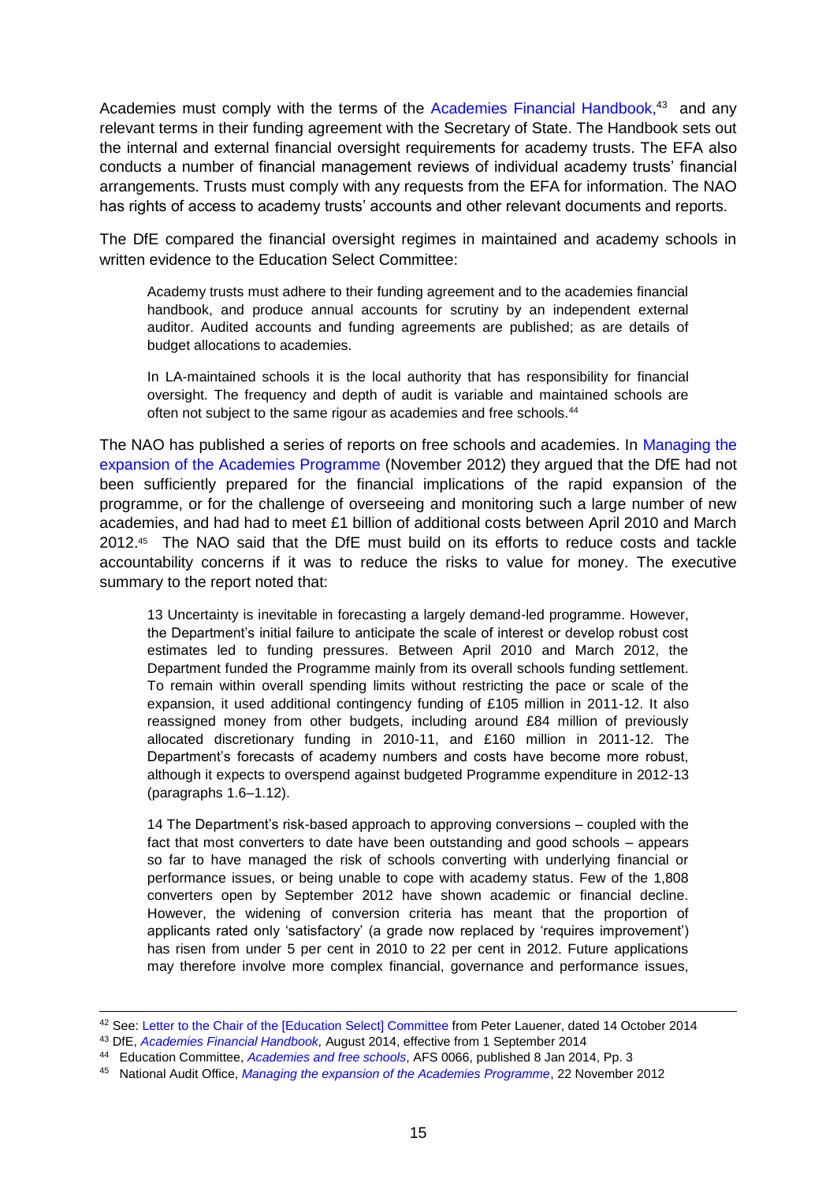Academies must comply with the terms of the Academies Financial Handbook,[43] and any relevant terms in their funding agreement with the Secretary of State. The Handbook sets out the internal and external financial oversight requirements for academy trusts. The EFA also conducts a number of financial management reviews of individual academy trusts' financial arrangements. Trusts must comply with any requests from the EFA for information. The NAO has rights of access to academy trusts' accounts and other relevant documents and reports.

The DfE compared the financial oversight regimes in maintained and academy schools in written evidence to the Education Select Committee:

> Academy trusts must adhere to their funding agreement and to the academies financial handbook, and produce annual accounts for scrutiny by an independent external auditor. Audited accounts and funding agreements are published; as are details of budget allocations to academies.
>
> In LA-maintained schools it is the local authority that has responsibility for financial oversight. The frequency and depth of audit is variable and maintained schools are often not subject to the same rigour as academies and free schools.[44]

The NAO has published a series of reports on free schools and academies. In Managing the expansion of the Academies Programme (November 2012) they argued that the DfE had not been sufficiently prepared for the financial implications of the rapid expansion of the programme, or for the challenge of overseeing and monitoring such a large number of new academies, and had had to meet £1 billion of additional costs between April 2010 and March 2012.[45] The NAO said that the DfE must build on its efforts to reduce costs and tackle accountability concerns if it was to reduce the risks to value for money. The executive summary to the report noted that:

> 13 Uncertainty is inevitable in forecasting a largely demand-led programme. However, the Department's initial failure to anticipate the scale of interest or develop robust cost estimates led to funding pressures. Between April 2010 and March 2012, the Department funded the Programme mainly from its overall schools funding settlement. To remain within overall spending limits without restricting the pace or scale of the expansion, it used additional contingency funding of £105 million in 2011-12. It also reassigned money from other budgets, including around £84 million of previously allocated discretionary funding in 2010-11, and £160 million in 2011-12. The Department's forecasts of academy numbers and costs have become more robust, although it expects to overspend against budgeted Programme expenditure in 2012-13 (paragraphs 1.6–1.12).
>
> 14 The Department's risk-based approach to approving conversions – coupled with the fact that most converters to date have been outstanding and good schools – appears so far to have managed the risk of schools converting with underlying financial or performance issues, or being unable to cope with academy status. Few of the 1,808 converters open by September 2012 have shown academic or financial decline. However, the widening of conversion criteria has meant that the proportion of applicants rated only 'satisfactory' (a grade now replaced by 'requires improvement') has risen from under 5 per cent in 2010 to 22 per cent in 2012. Future applications may therefore involve more complex financial, governance and performance issues,

---

[42] See: Letter to the Chair of the [Education Select] Committee from Peter Lauener, dated 14 October 2014

[43] DfE, *Academies Financial Handbook,* August 2014, effective from 1 September 2014

[44] Education Committee, *Academies and free schools*, AFS 0066, published 8 Jan 2014, Pp. 3

[45] National Audit Office, *Managing the expansion of the Academies Programme*, 22 November 2012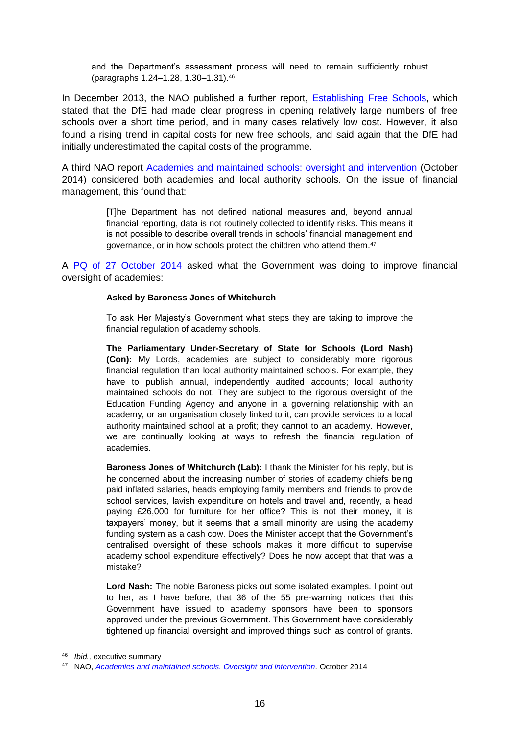> and the Department's assessment process will need to remain sufficiently robust (paragraphs 1.24–1.28, 1.30–1.31).[46]

In December 2013, the NAO published a further report, Establishing Free Schools, which stated that the DfE had made clear progress in opening relatively large numbers of free schools over a short time period, and in many cases relatively low cost. However, it also found a rising trend in capital costs for new free schools, and said again that the DfE had initially underestimated the capital costs of the programme.

A third NAO report Academies and maintained schools: oversight and intervention (October 2014) considered both academies and local authority schools. On the issue of financial management, this found that:

> [T]he Department has not defined national measures and, beyond annual financial reporting, data is not routinely collected to identify risks. This means it is not possible to describe overall trends in schools' financial management and governance, or in how schools protect the children who attend them.[47]

A PQ of 27 October 2014 asked what the Government was doing to improve financial oversight of academies:

> **Asked by Baroness Jones of Whitchurch**
>
> To ask Her Majesty's Government what steps they are taking to improve the financial regulation of academy schools.
>
> **The Parliamentary Under-Secretary of State for Schools (Lord Nash) (Con):** My Lords, academies are subject to considerably more rigorous financial regulation than local authority maintained schools. For example, they have to publish annual, independently audited accounts; local authority maintained schools do not. They are subject to the rigorous oversight of the Education Funding Agency and anyone in a governing relationship with an academy, or an organisation closely linked to it, can provide services to a local authority maintained school at a profit; they cannot to an academy. However, we are continually looking at ways to refresh the financial regulation of academies.
>
> **Baroness Jones of Whitchurch (Lab):** I thank the Minister for his reply, but is he concerned about the increasing number of stories of academy chiefs being paid inflated salaries, heads employing family members and friends to provide school services, lavish expenditure on hotels and travel and, recently, a head paying £26,000 for furniture for her office? This is not their money, it is taxpayers' money, but it seems that a small minority are using the academy funding system as a cash cow. Does the Minister accept that the Government's centralised oversight of these schools makes it more difficult to supervise academy school expenditure effectively? Does he now accept that that was a mistake?
>
> **Lord Nash:** The noble Baroness picks out some isolated examples. I point out to her, as I have before, that 36 of the 55 pre-warning notices that this Government have issued to academy sponsors have been to sponsors approved under the previous Government. This Government have considerably tightened up financial oversight and improved things such as control of grants.

---

[46] *Ibid.,* executive summary

[47] NAO, *Academies and maintained schools. Oversight and intervention.* October 2014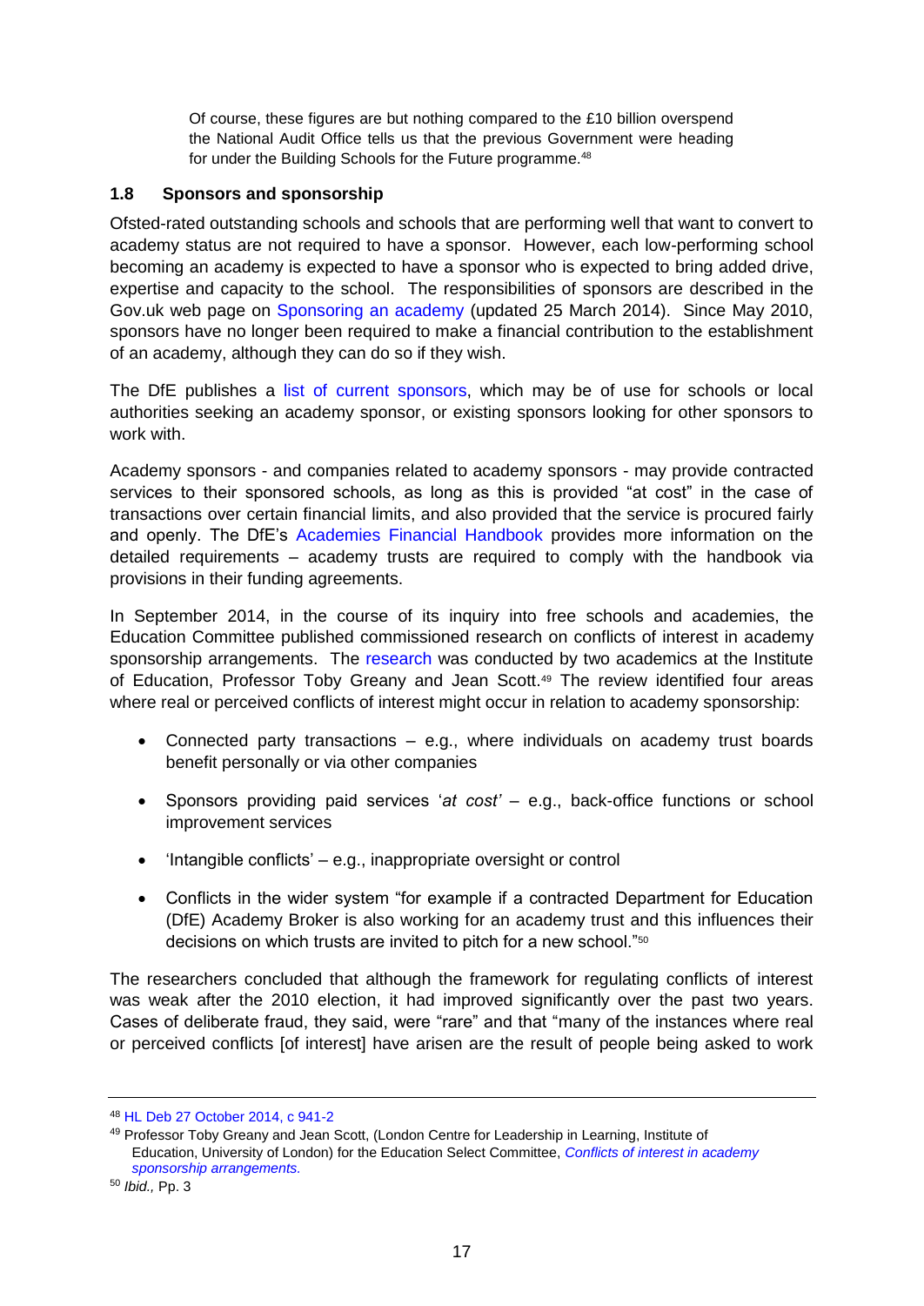> Of course, these figures are but nothing compared to the £10 billion overspend the National Audit Office tells us that the previous Government were heading for under the Building Schools for the Future programme.[48]

### 1.8 Sponsors and sponsorship

Ofsted-rated outstanding schools and schools that are performing well that want to convert to academy status are not required to have a sponsor. However, each low-performing school becoming an academy is expected to have a sponsor who is expected to bring added drive, expertise and capacity to the school. The responsibilities of sponsors are described in the Gov.uk web page on Sponsoring an academy (updated 25 March 2014). Since May 2010, sponsors have no longer been required to make a financial contribution to the establishment of an academy, although they can do so if they wish.

The DfE publishes a list of current sponsors, which may be of use for schools or local authorities seeking an academy sponsor, or existing sponsors looking for other sponsors to work with.

Academy sponsors - and companies related to academy sponsors - may provide contracted services to their sponsored schools, as long as this is provided "at cost" in the case of transactions over certain financial limits, and also provided that the service is procured fairly and openly. The DfE's Academies Financial Handbook provides more information on the detailed requirements – academy trusts are required to comply with the handbook via provisions in their funding agreements.

In September 2014, in the course of its inquiry into free schools and academies, the Education Committee published commissioned research on conflicts of interest in academy sponsorship arrangements. The research was conducted by two academics at the Institute of Education, Professor Toby Greany and Jean Scott.[49] The review identified four areas where real or perceived conflicts of interest might occur in relation to academy sponsorship:

- Connected party transactions – e.g., where individuals on academy trust boards benefit personally or via other companies
- Sponsors providing paid services '*at cost'* – e.g., back-office functions or school improvement services
- 'Intangible conflicts' – e.g., inappropriate oversight or control
- Conflicts in the wider system "for example if a contracted Department for Education (DfE) Academy Broker is also working for an academy trust and this influences their decisions on which trusts are invited to pitch for a new school."[50]

The researchers concluded that although the framework for regulating conflicts of interest was weak after the 2010 election, it had improved significantly over the past two years. Cases of deliberate fraud, they said, were "rare" and that "many of the instances where real or perceived conflicts [of interest] have arisen are the result of people being asked to work

---

[48] HL Deb 27 October 2014, c 941-2

[49] Professor Toby Greany and Jean Scott, (London Centre for Leadership in Learning, Institute of Education, University of London) for the Education Select Committee, *Conflicts of interest in academy sponsorship arrangements.*

[50] *Ibid.,* Pp. 3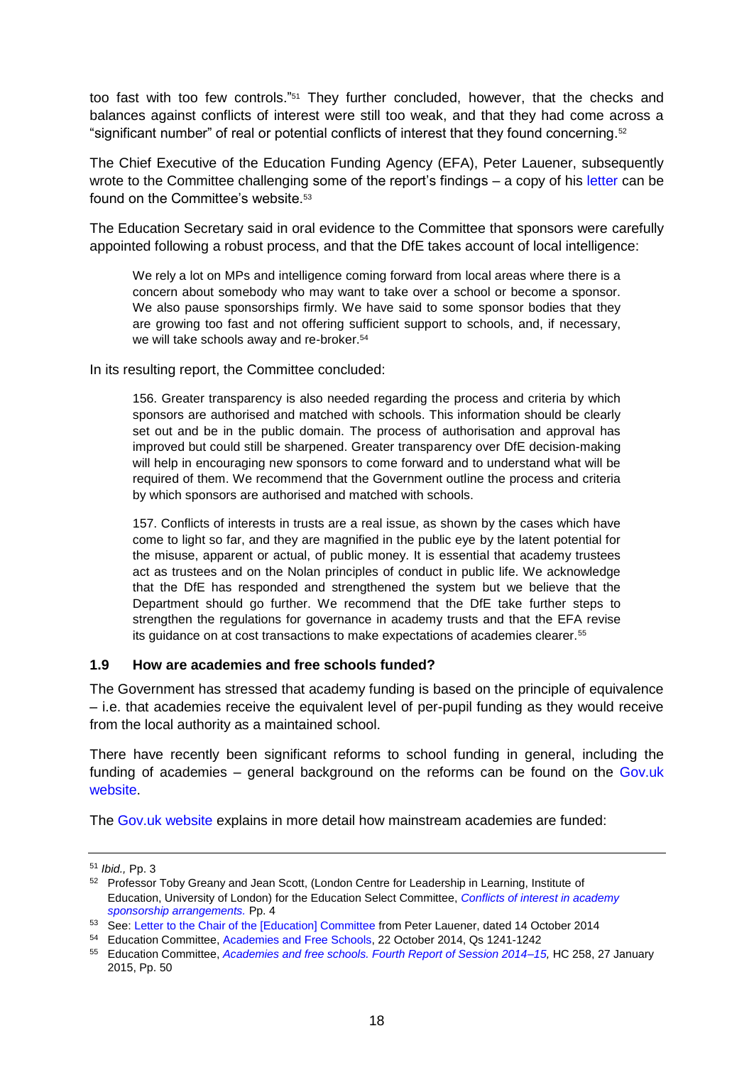too fast with too few controls."[51] They further concluded, however, that the checks and balances against conflicts of interest were still too weak, and that they had come across a "significant number" of real or potential conflicts of interest that they found concerning.[52]

The Chief Executive of the Education Funding Agency (EFA), Peter Lauener, subsequently wrote to the Committee challenging some of the report's findings – a copy of his letter can be found on the Committee's website.[53]

The Education Secretary said in oral evidence to the Committee that sponsors were carefully appointed following a robust process, and that the DfE takes account of local intelligence:

> We rely a lot on MPs and intelligence coming forward from local areas where there is a concern about somebody who may want to take over a school or become a sponsor. We also pause sponsorships firmly. We have said to some sponsor bodies that they are growing too fast and not offering sufficient support to schools, and, if necessary, we will take schools away and re-broker.[54]

In its resulting report, the Committee concluded:

> 156. Greater transparency is also needed regarding the process and criteria by which sponsors are authorised and matched with schools. This information should be clearly set out and be in the public domain. The process of authorisation and approval has improved but could still be sharpened. Greater transparency over DfE decision-making will help in encouraging new sponsors to come forward and to understand what will be required of them. We recommend that the Government outline the process and criteria by which sponsors are authorised and matched with schools.
>
> 157. Conflicts of interests in trusts are a real issue, as shown by the cases which have come to light so far, and they are magnified in the public eye by the latent potential for the misuse, apparent or actual, of public money. It is essential that academy trustees act as trustees and on the Nolan principles of conduct in public life. We acknowledge that the DfE has responded and strengthened the system but we believe that the Department should go further. We recommend that the DfE take further steps to strengthen the regulations for governance in academy trusts and that the EFA revise its guidance on at cost transactions to make expectations of academies clearer.[55]

### 1.9 How are academies and free schools funded?

The Government has stressed that academy funding is based on the principle of equivalence – i.e. that academies receive the equivalent level of per-pupil funding as they would receive from the local authority as a maintained school.

There have recently been significant reforms to school funding in general, including the funding of academies – general background on the reforms can be found on the Gov.uk website.

The Gov.uk website explains in more detail how mainstream academies are funded:

---

[51] *Ibid.,* Pp. 3

[52] Professor Toby Greany and Jean Scott, (London Centre for Leadership in Learning, Institute of Education, University of London) for the Education Select Committee, *Conflicts of interest in academy sponsorship arrangements.* Pp. 4

[53] See: Letter to the Chair of the [Education] Committee from Peter Lauener, dated 14 October 2014

[54] Education Committee, Academies and Free Schools, 22 October 2014, Qs 1241-1242

[55] Education Committee, *Academies and free schools. Fourth Report of Session 2014–15,* HC 258, 27 January 2015, Pp. 50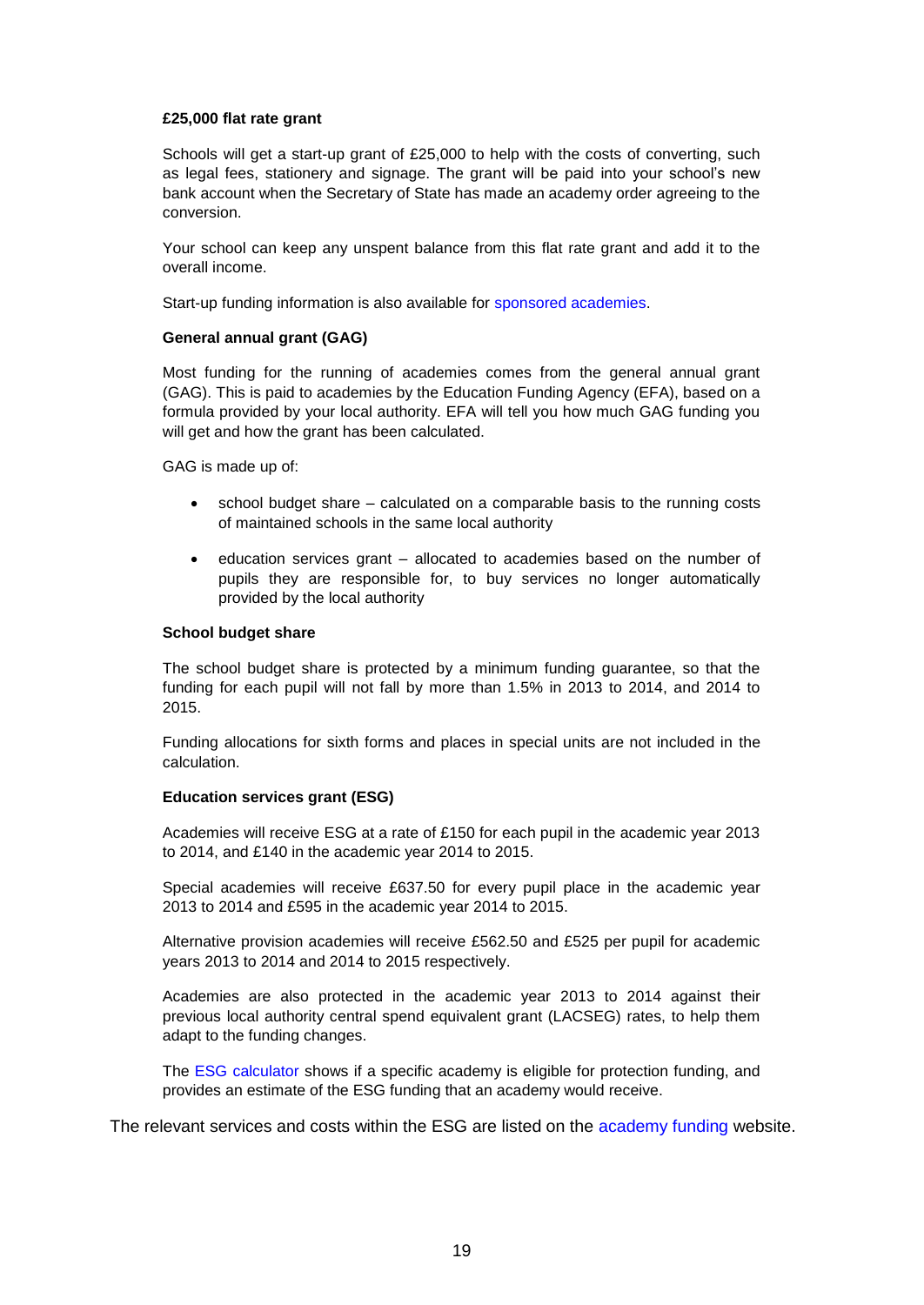**£25,000 flat rate grant**

Schools will get a start-up grant of £25,000 to help with the costs of converting, such as legal fees, stationery and signage. The grant will be paid into your school's new bank account when the Secretary of State has made an academy order agreeing to the conversion.

Your school can keep any unspent balance from this flat rate grant and add it to the overall income.

Start-up funding information is also available for sponsored academies.

**General annual grant (GAG)**

Most funding for the running of academies comes from the general annual grant (GAG). This is paid to academies by the Education Funding Agency (EFA), based on a formula provided by your local authority. EFA will tell you how much GAG funding you will get and how the grant has been calculated.

GAG is made up of:

- school budget share – calculated on a comparable basis to the running costs of maintained schools in the same local authority
- education services grant – allocated to academies based on the number of pupils they are responsible for, to buy services no longer automatically provided by the local authority

**School budget share**

The school budget share is protected by a minimum funding guarantee, so that the funding for each pupil will not fall by more than 1.5% in 2013 to 2014, and 2014 to 2015.

Funding allocations for sixth forms and places in special units are not included in the calculation.

**Education services grant (ESG)**

Academies will receive ESG at a rate of £150 for each pupil in the academic year 2013 to 2014, and £140 in the academic year 2014 to 2015.

Special academies will receive £637.50 for every pupil place in the academic year 2013 to 2014 and £595 in the academic year 2014 to 2015.

Alternative provision academies will receive £562.50 and £525 per pupil for academic years 2013 to 2014 and 2014 to 2015 respectively.

Academies are also protected in the academic year 2013 to 2014 against their previous local authority central spend equivalent grant (LACSEG) rates, to help them adapt to the funding changes.

The ESG calculator shows if a specific academy is eligible for protection funding, and provides an estimate of the ESG funding that an academy would receive.

The relevant services and costs within the ESG are listed on the academy funding website.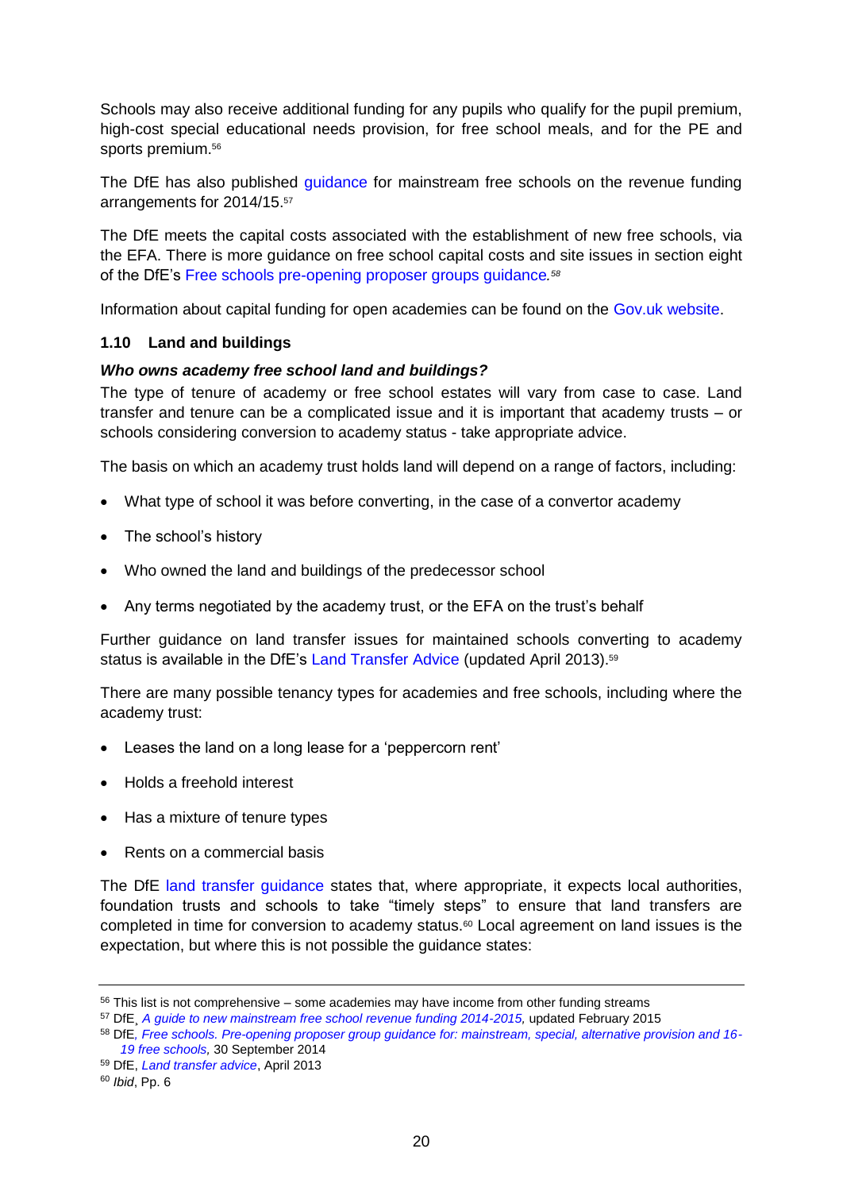Schools may also receive additional funding for any pupils who qualify for the pupil premium, high-cost special educational needs provision, for free school meals, and for the PE and sports premium.[56]

The DfE has also published guidance for mainstream free schools on the revenue funding arrangements for 2014/15.[57]

The DfE meets the capital costs associated with the establishment of new free schools, via the EFA. There is more guidance on free school capital costs and site issues in section eight of the DfE's Free schools pre-opening proposer groups guidance.[58]

Information about capital funding for open academies can be found on the Gov.uk website.

### 1.10 Land and buildings

***Who owns academy free school land and buildings?***

The type of tenure of academy or free school estates will vary from case to case. Land transfer and tenure can be a complicated issue and it is important that academy trusts – or schools considering conversion to academy status - take appropriate advice.

The basis on which an academy trust holds land will depend on a range of factors, including:

- What type of school it was before converting, in the case of a convertor academy
- The school's history
- Who owned the land and buildings of the predecessor school
- Any terms negotiated by the academy trust, or the EFA on the trust's behalf

Further guidance on land transfer issues for maintained schools converting to academy status is available in the DfE's Land Transfer Advice (updated April 2013).[59]

There are many possible tenancy types for academies and free schools, including where the academy trust:

- Leases the land on a long lease for a 'peppercorn rent'
- Holds a freehold interest
- Has a mixture of tenure types
- Rents on a commercial basis

The DfE land transfer guidance states that, where appropriate, it expects local authorities, foundation trusts and schools to take "timely steps" to ensure that land transfers are completed in time for conversion to academy status.[60] Local agreement on land issues is the expectation, but where this is not possible the guidance states:

---

[56] This list is not comprehensive – some academies may have income from other funding streams

[57] DfE, *A guide to new mainstream free school revenue funding 2014-2015,* updated February 2015

[58] DfE*, Free schools. Pre-opening proposer group guidance for: mainstream, special, alternative provision and 16-19 free schools,* 30 September 2014

[59] DfE, *Land transfer advice*, April 2013

[60] *Ibid*, Pp. 6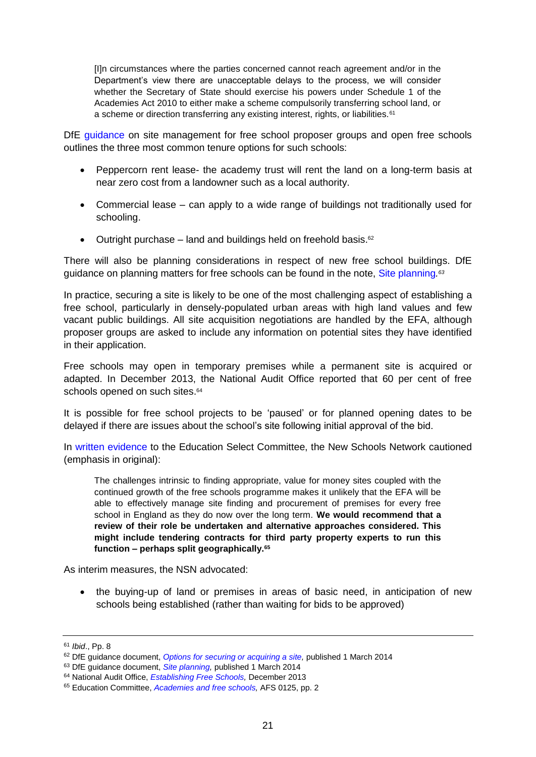> [I]n circumstances where the parties concerned cannot reach agreement and/or in the Department's view there are unacceptable delays to the process, we will consider whether the Secretary of State should exercise his powers under Schedule 1 of the Academies Act 2010 to either make a scheme compulsorily transferring school land, or a scheme or direction transferring any existing interest, rights, or liabilities.[61]

DfE guidance on site management for free school proposer groups and open free schools outlines the three most common tenure options for such schools:

- Peppercorn rent lease- the academy trust will rent the land on a long-term basis at near zero cost from a landowner such as a local authority.
- Commercial lease – can apply to a wide range of buildings not traditionally used for schooling.
- Outright purchase – land and buildings held on freehold basis.[62]

There will also be planning considerations in respect of new free school buildings. DfE guidance on planning matters for free schools can be found in the note, Site planning.[63]

In practice, securing a site is likely to be one of the most challenging aspect of establishing a free school, particularly in densely-populated urban areas with high land values and few vacant public buildings. All site acquisition negotiations are handled by the EFA, although proposer groups are asked to include any information on potential sites they have identified in their application.

Free schools may open in temporary premises while a permanent site is acquired or adapted. In December 2013, the National Audit Office reported that 60 per cent of free schools opened on such sites.[64]

It is possible for free school projects to be 'paused' or for planned opening dates to be delayed if there are issues about the school's site following initial approval of the bid.

In written evidence to the Education Select Committee, the New Schools Network cautioned (emphasis in original):

> The challenges intrinsic to finding appropriate, value for money sites coupled with the continued growth of the free schools programme makes it unlikely that the EFA will be able to effectively manage site finding and procurement of premises for every free school in England as they do now over the long term. **We would recommend that a review of their role be undertaken and alternative approaches considered. This might include tendering contracts for third party property experts to run this function – perhaps split geographically.[65]**

As interim measures, the NSN advocated:

- the buying-up of land or premises in areas of basic need, in anticipation of new schools being established (rather than waiting for bids to be approved)

---

[61] *Ibid*., Pp. 8

[62] DfE guidance document, *Options for securing or acquiring a site,* published 1 March 2014

[63] DfE guidance document, *Site planning,* published 1 March 2014

[64] National Audit Office, *Establishing Free Schools,* December 2013

[65] Education Committee, *Academies and free schools,* AFS 0125, pp. 2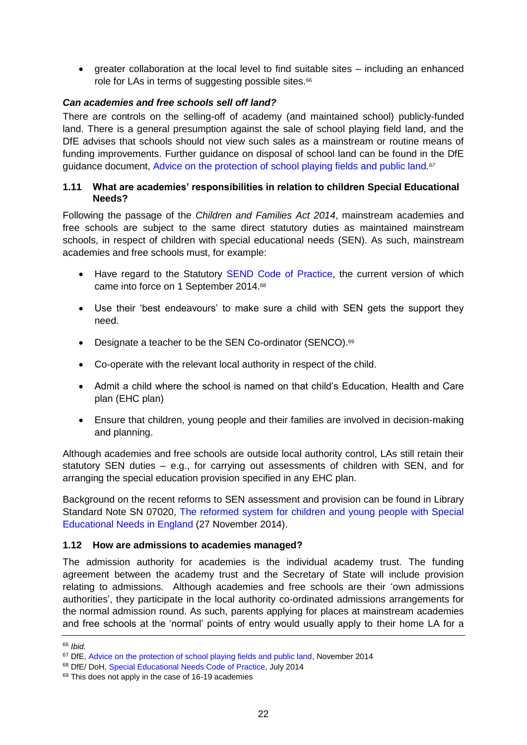- greater collaboration at the local level to find suitable sites – including an enhanced role for LAs in terms of suggesting possible sites.[66]

***Can academies and free schools sell off land?***

There are controls on the selling-off of academy (and maintained school) publicly-funded land. There is a general presumption against the sale of school playing field land, and the DfE advises that schools should not view such sales as a mainstream or routine means of funding improvements. Further guidance on disposal of school land can be found in the DfE guidance document, Advice on the protection of school playing fields and public land.[67]

### 1.11 What are academies' responsibilities in relation to children Special Educational Needs?

Following the passage of the *Children and Families Act 2014*, mainstream academies and free schools are subject to the same direct statutory duties as maintained mainstream schools, in respect of children with special educational needs (SEN). As such, mainstream academies and free schools must, for example:

- Have regard to the Statutory SEND Code of Practice, the current version of which came into force on 1 September 2014.[68]
- Use their 'best endeavours' to make sure a child with SEN gets the support they need.
- Designate a teacher to be the SEN Co-ordinator (SENCO).[69]
- Co-operate with the relevant local authority in respect of the child.
- Admit a child where the school is named on that child's Education, Health and Care plan (EHC plan)
- Ensure that children, young people and their families are involved in decision-making and planning.

Although academies and free schools are outside local authority control, LAs still retain their statutory SEN duties – e.g., for carrying out assessments of children with SEN, and for arranging the special education provision specified in any EHC plan.

Background on the recent reforms to SEN assessment and provision can be found in Library Standard Note SN 07020, The reformed system for children and young people with Special Educational Needs in England (27 November 2014).

### 1.12 How are admissions to academies managed?

The admission authority for academies is the individual academy trust. The funding agreement between the academy trust and the Secretary of State will include provision relating to admissions. Although academies and free schools are their 'own admissions authorities', they participate in the local authority co-ordinated admissions arrangements for the normal admission round. As such, parents applying for places at mainstream academies and free schools at the 'normal' points of entry would usually apply to their home LA for a

---

[66] *Ibid.*

[67] DfE, Advice on the protection of school playing fields and public land, November 2014

[68] DfE/ DoH, Special Educational Needs Code of Practice, July 2014

[69] This does not apply in the case of 16-19 academies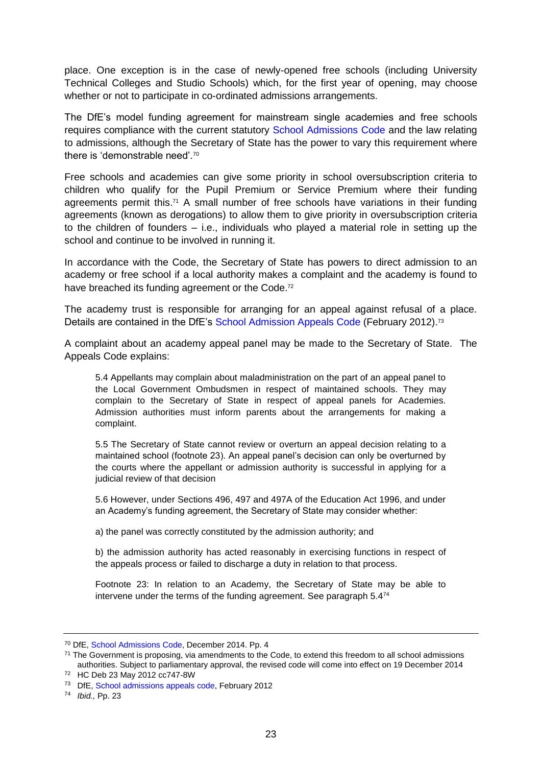place. One exception is in the case of newly-opened free schools (including University Technical Colleges and Studio Schools) which, for the first year of opening, may choose whether or not to participate in co-ordinated admissions arrangements.

The DfE's model funding agreement for mainstream single academies and free schools requires compliance with the current statutory School Admissions Code and the law relating to admissions, although the Secretary of State has the power to vary this requirement where there is 'demonstrable need'.[70]

Free schools and academies can give some priority in school oversubscription criteria to children who qualify for the Pupil Premium or Service Premium where their funding agreements permit this.[71] A small number of free schools have variations in their funding agreements (known as derogations) to allow them to give priority in oversubscription criteria to the children of founders – i.e., individuals who played a material role in setting up the school and continue to be involved in running it.

In accordance with the Code, the Secretary of State has powers to direct admission to an academy or free school if a local authority makes a complaint and the academy is found to have breached its funding agreement or the Code.[72]

The academy trust is responsible for arranging for an appeal against refusal of a place. Details are contained in the DfE's School Admission Appeals Code (February 2012).[73]

A complaint about an academy appeal panel may be made to the Secretary of State. The Appeals Code explains:

> 5.4 Appellants may complain about maladministration on the part of an appeal panel to the Local Government Ombudsmen in respect of maintained schools. They may complain to the Secretary of State in respect of appeal panels for Academies. Admission authorities must inform parents about the arrangements for making a complaint.
>
> 5.5 The Secretary of State cannot review or overturn an appeal decision relating to a maintained school (footnote 23). An appeal panel's decision can only be overturned by the courts where the appellant or admission authority is successful in applying for a judicial review of that decision
>
> 5.6 However, under Sections 496, 497 and 497A of the Education Act 1996, and under an Academy's funding agreement, the Secretary of State may consider whether:
>
> a) the panel was correctly constituted by the admission authority; and
>
> b) the admission authority has acted reasonably in exercising functions in respect of the appeals process or failed to discharge a duty in relation to that process.
>
> Footnote 23: In relation to an Academy, the Secretary of State may be able to intervene under the terms of the funding agreement. See paragraph 5.4[74]

---

[70] DfE, School Admissions Code, December 2014. Pp. 4

[71] The Government is proposing, via amendments to the Code, to extend this freedom to all school admissions authorities. Subject to parliamentary approval, the revised code will come into effect on 19 December 2014

[72] HC Deb 23 May 2012 cc747-8W

[73] DfE, School admissions appeals code, February 2012

[74] *Ibid.,* Pp. 23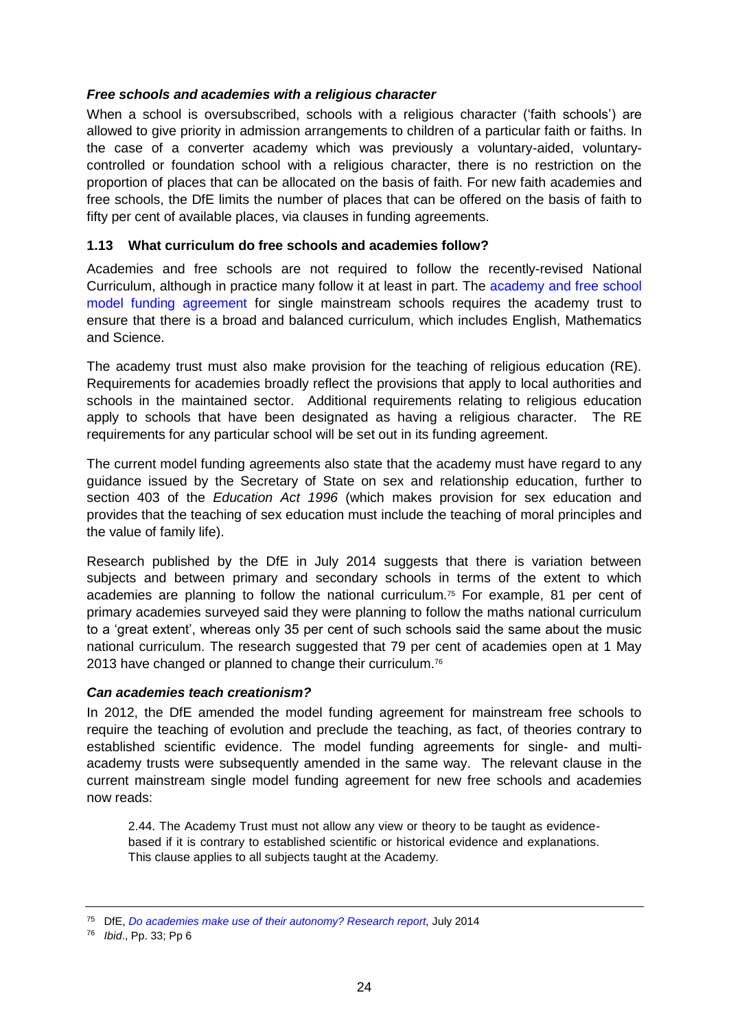### *Free schools and academies with a religious character*

When a school is oversubscribed, schools with a religious character ('faith schools') are allowed to give priority in admission arrangements to children of a particular faith or faiths. In the case of a converter academy which was previously a voluntary-aided, voluntary-controlled or foundation school with a religious character, there is no restriction on the proportion of places that can be allocated on the basis of faith. For new faith academies and free schools, the DfE limits the number of places that can be offered on the basis of faith to fifty per cent of available places, via clauses in funding agreements.

## 1.13 What curriculum do free schools and academies follow?

Academies and free schools are not required to follow the recently-revised National Curriculum, although in practice many follow it at least in part. The academy and free school model funding agreement for single mainstream schools requires the academy trust to ensure that there is a broad and balanced curriculum, which includes English, Mathematics and Science.

The academy trust must also make provision for the teaching of religious education (RE). Requirements for academies broadly reflect the provisions that apply to local authorities and schools in the maintained sector. Additional requirements relating to religious education apply to schools that have been designated as having a religious character. The RE requirements for any particular school will be set out in its funding agreement.

The current model funding agreements also state that the academy must have regard to any guidance issued by the Secretary of State on sex and relationship education, further to section 403 of the *Education Act 1996* (which makes provision for sex education and provides that the teaching of sex education must include the teaching of moral principles and the value of family life).

Research published by the DfE in July 2014 suggests that there is variation between subjects and between primary and secondary schools in terms of the extent to which academies are planning to follow the national curriculum.[75] For example, 81 per cent of primary academies surveyed said they were planning to follow the maths national curriculum to a 'great extent', whereas only 35 per cent of such schools said the same about the music national curriculum. The research suggested that 79 per cent of academies open at 1 May 2013 have changed or planned to change their curriculum.[76]

### *Can academies teach creationism?*

In 2012, the DfE amended the model funding agreement for mainstream free schools to require the teaching of evolution and preclude the teaching, as fact, of theories contrary to established scientific evidence. The model funding agreements for single- and multi-academy trusts were subsequently amended in the same way. The relevant clause in the current mainstream single model funding agreement for new free schools and academies now reads:

> 2.44. The Academy Trust must not allow any view or theory to be taught as evidence-based if it is contrary to established scientific or historical evidence and explanations. This clause applies to all subjects taught at the Academy.

---

[75] DfE, *Do academies make use of their autonomy? Research report,* July 2014

[76] *Ibid*., Pp. 33; Pp 6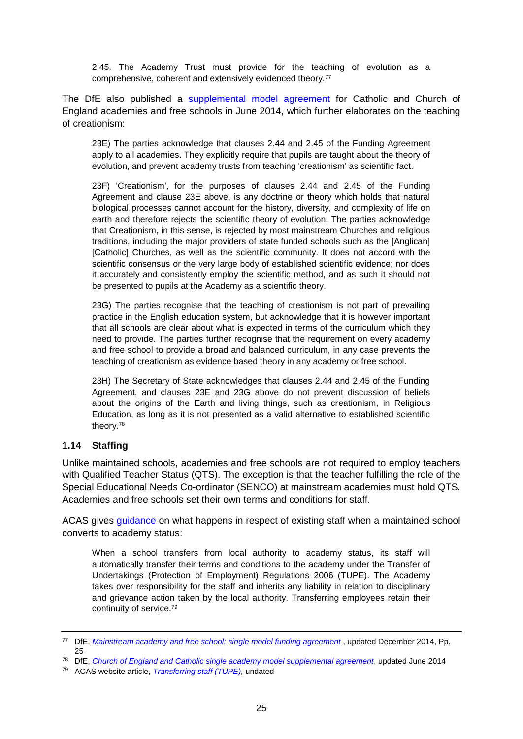> 2.45. The Academy Trust must provide for the teaching of evolution as a comprehensive, coherent and extensively evidenced theory.[77]

The DfE also published a supplemental model agreement for Catholic and Church of England academies and free schools in June 2014, which further elaborates on the teaching of creationism:

> 23E) The parties acknowledge that clauses 2.44 and 2.45 of the Funding Agreement apply to all academies. They explicitly require that pupils are taught about the theory of evolution, and prevent academy trusts from teaching 'creationism' as scientific fact.
>
> 23F) 'Creationism', for the purposes of clauses 2.44 and 2.45 of the Funding Agreement and clause 23E above, is any doctrine or theory which holds that natural biological processes cannot account for the history, diversity, and complexity of life on earth and therefore rejects the scientific theory of evolution. The parties acknowledge that Creationism, in this sense, is rejected by most mainstream Churches and religious traditions, including the major providers of state funded schools such as the [Anglican] [Catholic] Churches, as well as the scientific community. It does not accord with the scientific consensus or the very large body of established scientific evidence; nor does it accurately and consistently employ the scientific method, and as such it should not be presented to pupils at the Academy as a scientific theory.
>
> 23G) The parties recognise that the teaching of creationism is not part of prevailing practice in the English education system, but acknowledge that it is however important that all schools are clear about what is expected in terms of the curriculum which they need to provide. The parties further recognise that the requirement on every academy and free school to provide a broad and balanced curriculum, in any case prevents the teaching of creationism as evidence based theory in any academy or free school.
>
> 23H) The Secretary of State acknowledges that clauses 2.44 and 2.45 of the Funding Agreement, and clauses 23E and 23G above do not prevent discussion of beliefs about the origins of the Earth and living things, such as creationism, in Religious Education, as long as it is not presented as a valid alternative to established scientific theory.[78]

### 1.14 Staffing

Unlike maintained schools, academies and free schools are not required to employ teachers with Qualified Teacher Status (QTS). The exception is that the teacher fulfilling the role of the Special Educational Needs Co-ordinator (SENCO) at mainstream academies must hold QTS. Academies and free schools set their own terms and conditions for staff.

ACAS gives guidance on what happens in respect of existing staff when a maintained school converts to academy status:

> When a school transfers from local authority to academy status, its staff will automatically transfer their terms and conditions to the academy under the Transfer of Undertakings (Protection of Employment) Regulations 2006 (TUPE). The Academy takes over responsibility for the staff and inherits any liability in relation to disciplinary and grievance action taken by the local authority. Transferring employees retain their continuity of service.[79]

---

[77] DfE, *Mainstream academy and free school: single model funding agreement* , updated December 2014, Pp. 25

[78] DfE, *Church of England and Catholic single academy model supplemental agreement*, updated June 2014

[79] ACAS website article, *Transferring staff (TUPE),* undated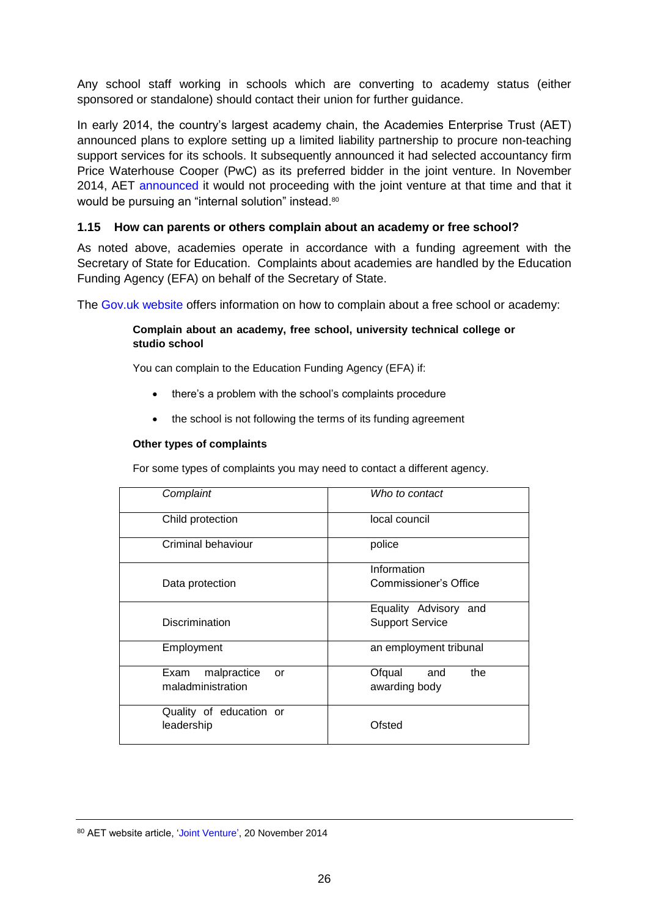Any school staff working in schools which are converting to academy status (either sponsored or standalone) should contact their union for further guidance.

In early 2014, the country's largest academy chain, the Academies Enterprise Trust (AET) announced plans to explore setting up a limited liability partnership to procure non-teaching support services for its schools. It subsequently announced it had selected accountancy firm Price Waterhouse Cooper (PwC) as its preferred bidder in the joint venture. In November 2014, AET announced it would not proceeding with the joint venture at that time and that it would be pursuing an "internal solution" instead.[80]

### 1.15 How can parents or others complain about an academy or free school?

As noted above, academies operate in accordance with a funding agreement with the Secretary of State for Education. Complaints about academies are handled by the Education Funding Agency (EFA) on behalf of the Secretary of State.

The Gov.uk website offers information on how to complain about a free school or academy:

> **Complain about an academy, free school, university technical college or studio school**
>
> You can complain to the Education Funding Agency (EFA) if:
>
> - there's a problem with the school's complaints procedure
> - the school is not following the terms of its funding agreement
>
> **Other types of complaints**
>
> For some types of complaints you may need to contact a different agency.

| *Complaint* | *Who to contact* |
|---|---|
| Child protection | local council |
| Criminal behaviour | police |
| Data protection | Information Commissioner's Office |
| Discrimination | Equality Advisory and Support Service |
| Employment | an employment tribunal |
| Exam malpractice or maladministration | Ofqual and the awarding body |
| Quality of education or leadership | Ofsted |

[80] AET website article, 'Joint Venture', 20 November 2014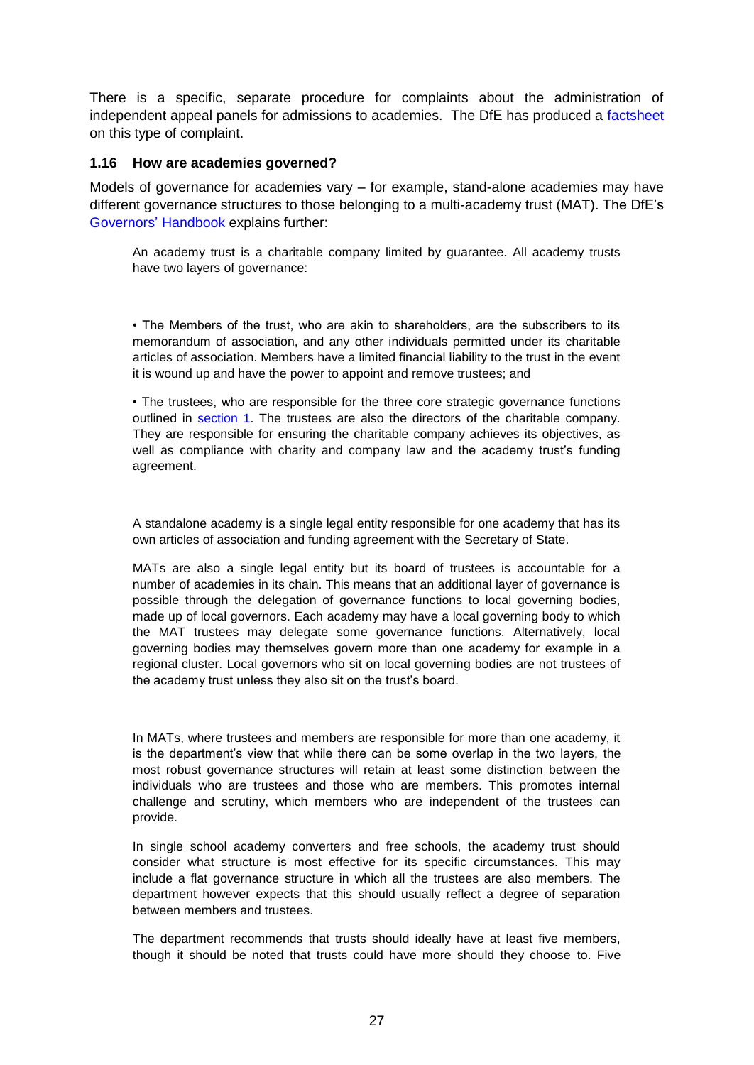There is a specific, separate procedure for complaints about the administration of independent appeal panels for admissions to academies. The DfE has produced a factsheet on this type of complaint.

### 1.16 How are academies governed?

Models of governance for academies vary – for example, stand-alone academies may have different governance structures to those belonging to a multi-academy trust (MAT). The DfE's Governors' Handbook explains further:

> An academy trust is a charitable company limited by guarantee. All academy trusts have two layers of governance:
>
> • The Members of the trust, who are akin to shareholders, are the subscribers to its memorandum of association, and any other individuals permitted under its charitable articles of association. Members have a limited financial liability to the trust in the event it is wound up and have the power to appoint and remove trustees; and
>
> • The trustees, who are responsible for the three core strategic governance functions outlined in section 1. The trustees are also the directors of the charitable company. They are responsible for ensuring the charitable company achieves its objectives, as well as compliance with charity and company law and the academy trust's funding agreement.
>
> A standalone academy is a single legal entity responsible for one academy that has its own articles of association and funding agreement with the Secretary of State.
>
> MATs are also a single legal entity but its board of trustees is accountable for a number of academies in its chain. This means that an additional layer of governance is possible through the delegation of governance functions to local governing bodies, made up of local governors. Each academy may have a local governing body to which the MAT trustees may delegate some governance functions. Alternatively, local governing bodies may themselves govern more than one academy for example in a regional cluster. Local governors who sit on local governing bodies are not trustees of the academy trust unless they also sit on the trust's board.
>
> In MATs, where trustees and members are responsible for more than one academy, it is the department's view that while there can be some overlap in the two layers, the most robust governance structures will retain at least some distinction between the individuals who are trustees and those who are members. This promotes internal challenge and scrutiny, which members who are independent of the trustees can provide.
>
> In single school academy converters and free schools, the academy trust should consider what structure is most effective for its specific circumstances. This may include a flat governance structure in which all the trustees are also members. The department however expects that this should usually reflect a degree of separation between members and trustees.
>
> The department recommends that trusts should ideally have at least five members, though it should be noted that trusts could have more should they choose to. Five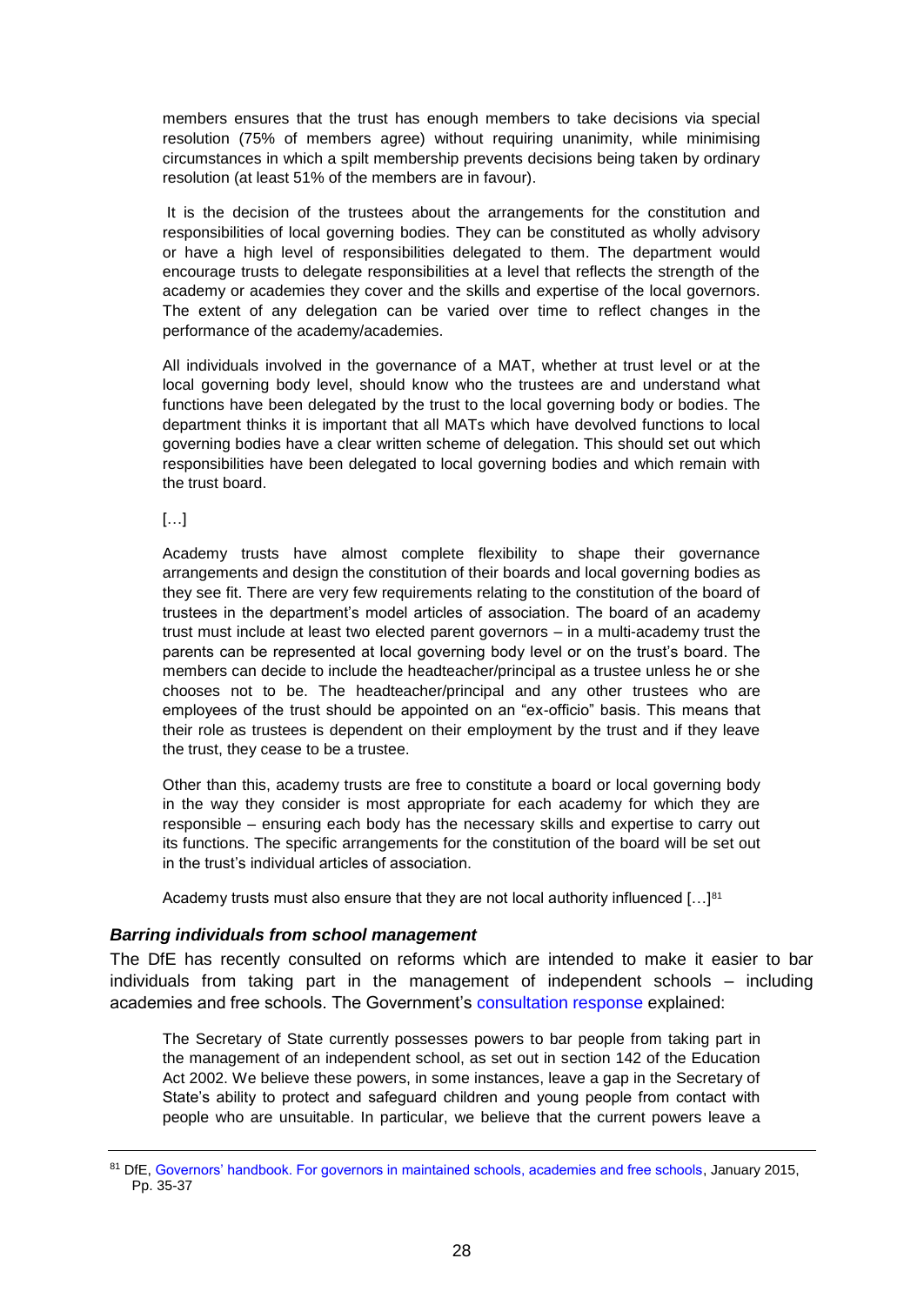> members ensures that the trust has enough members to take decisions via special resolution (75% of members agree) without requiring unanimity, while minimising circumstances in which a spilt membership prevents decisions being taken by ordinary resolution (at least 51% of the members are in favour).
>
> It is the decision of the trustees about the arrangements for the constitution and responsibilities of local governing bodies. They can be constituted as wholly advisory or have a high level of responsibilities delegated to them. The department would encourage trusts to delegate responsibilities at a level that reflects the strength of the academy or academies they cover and the skills and expertise of the local governors. The extent of any delegation can be varied over time to reflect changes in the performance of the academy/academies.
>
> All individuals involved in the governance of a MAT, whether at trust level or at the local governing body level, should know who the trustees are and understand what functions have been delegated by the trust to the local governing body or bodies. The department thinks it is important that all MATs which have devolved functions to local governing bodies have a clear written scheme of delegation. This should set out which responsibilities have been delegated to local governing bodies and which remain with the trust board.
>
> […]
>
> Academy trusts have almost complete flexibility to shape their governance arrangements and design the constitution of their boards and local governing bodies as they see fit. There are very few requirements relating to the constitution of the board of trustees in the department's model articles of association. The board of an academy trust must include at least two elected parent governors – in a multi-academy trust the parents can be represented at local governing body level or on the trust's board. The members can decide to include the headteacher/principal as a trustee unless he or she chooses not to be. The headteacher/principal and any other trustees who are employees of the trust should be appointed on an "ex-officio" basis. This means that their role as trustees is dependent on their employment by the trust and if they leave the trust, they cease to be a trustee.
>
> Other than this, academy trusts are free to constitute a board or local governing body in the way they consider is most appropriate for each academy for which they are responsible – ensuring each body has the necessary skills and expertise to carry out its functions. The specific arrangements for the constitution of the board will be set out in the trust's individual articles of association.
>
> Academy trusts must also ensure that they are not local authority influenced […][81]

### *Barring individuals from school management*

The DfE has recently consulted on reforms which are intended to make it easier to bar individuals from taking part in the management of independent schools – including academies and free schools. The Government's consultation response explained:

> The Secretary of State currently possesses powers to bar people from taking part in the management of an independent school, as set out in section 142 of the Education Act 2002. We believe these powers, in some instances, leave a gap in the Secretary of State's ability to protect and safeguard children and young people from contact with people who are unsuitable. In particular, we believe that the current powers leave a

[81] DfE, Governors' handbook. For governors in maintained schools, academies and free schools, January 2015, Pp. 35-37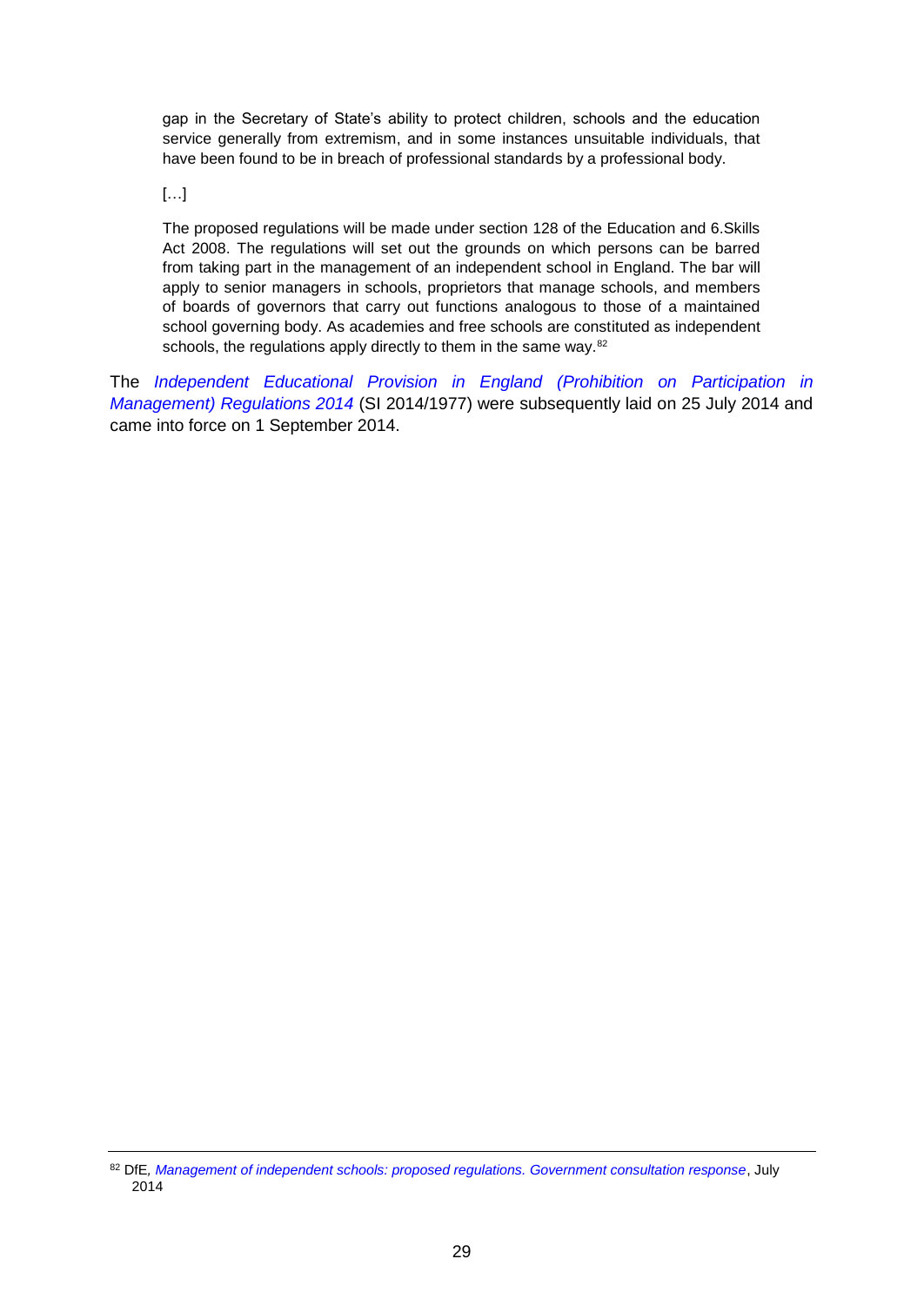> gap in the Secretary of State's ability to protect children, schools and the education service generally from extremism, and in some instances unsuitable individuals, that have been found to be in breach of professional standards by a professional body.
>
> […]
>
> The proposed regulations will be made under section 128 of the Education and 6.Skills Act 2008. The regulations will set out the grounds on which persons can be barred from taking part in the management of an independent school in England. The bar will apply to senior managers in schools, proprietors that manage schools, and members of boards of governors that carry out functions analogous to those of a maintained school governing body. As academies and free schools are constituted as independent schools, the regulations apply directly to them in the same way.[82]

The *Independent Educational Provision in England (Prohibition on Participation in Management) Regulations 2014* (SI 2014/1977) were subsequently laid on 25 July 2014 and came into force on 1 September 2014.

---

[82] DfE, *Management of independent schools: proposed regulations. Government consultation response*, July 2014